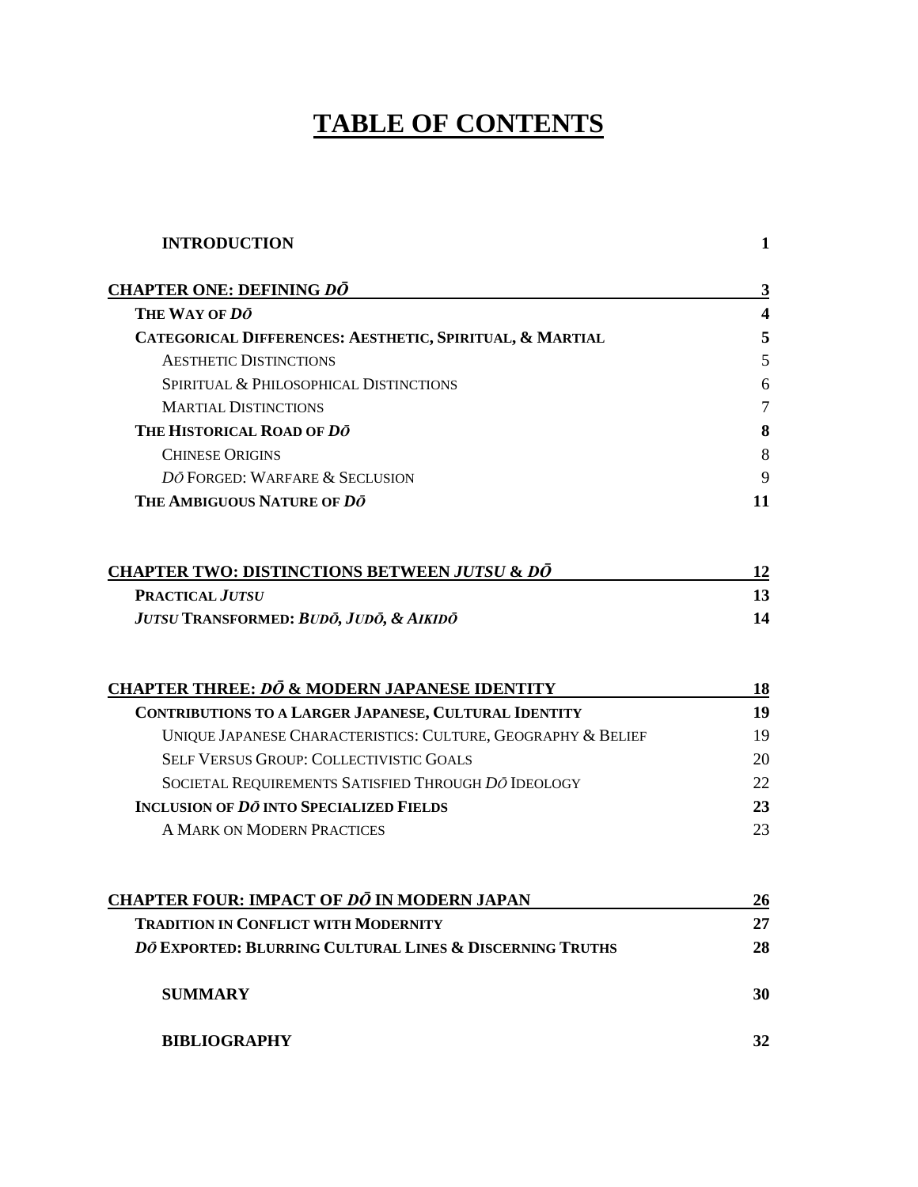# TABLE OF CONTENTS

| | |
|---|---|
| **INTRODUCTION** | **1** |
| **CHAPTER ONE: DEFINING *DŌ*** | **3** |
| **THE WAY OF *DŌ*** | **4** |
| **CATEGORICAL DIFFERENCES: AESTHETIC, SPIRITUAL, & MARTIAL** | **5** |
| AESTHETIC DISTINCTIONS | 5 |
| SPIRITUAL & PHILOSOPHICAL DISTINCTIONS | 6 |
| MARTIAL DISTINCTIONS | 7 |
| **THE HISTORICAL ROAD OF *DŌ*** | **8** |
| CHINESE ORIGINS | 8 |
| *DŌ* FORGED: WARFARE & SECLUSION | 9 |
| **THE AMBIGUOUS NATURE OF *DŌ*** | **11** |
| **CHAPTER TWO: DISTINCTIONS BETWEEN *JUTSU* & *DŌ*** | **12** |
| **PRACTICAL *JUTSU*** | **13** |
| ***JUTSU* TRANSFORMED: *BUDŌ, JUDŌ, & AIKIDŌ*** | **14** |
| **CHAPTER THREE: *DŌ* & MODERN JAPANESE IDENTITY** | **18** |
| **CONTRIBUTIONS TO A LARGER JAPANESE, CULTURAL IDENTITY** | **19** |
| UNIQUE JAPANESE CHARACTERISTICS: CULTURE, GEOGRAPHY & BELIEF | 19 |
| SELF VERSUS GROUP: COLLECTIVISTIC GOALS | 20 |
| SOCIETAL REQUIREMENTS SATISFIED THROUGH *DŌ* IDEOLOGY | 22 |
| **INCLUSION OF *DŌ* INTO SPECIALIZED FIELDS** | **23** |
| A MARK ON MODERN PRACTICES | 23 |
| **CHAPTER FOUR: IMPACT OF *DŌ* IN MODERN JAPAN** | **26** |
| **TRADITION IN CONFLICT WITH MODERNITY** | **27** |
| ***DŌ* EXPORTED: BLURRING CULTURAL LINES & DISCERNING TRUTHS** | **28** |
| **SUMMARY** | **30** |
| **BIBLIOGRAPHY** | **32** |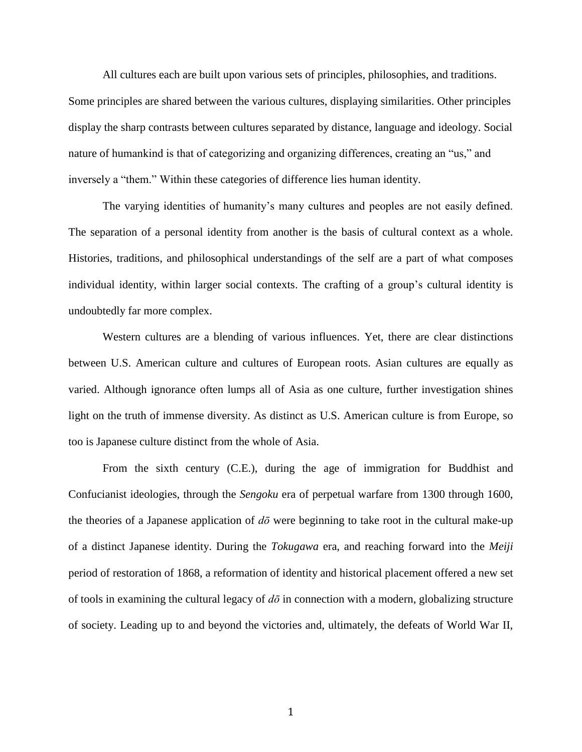All cultures each are built upon various sets of principles, philosophies, and traditions. Some principles are shared between the various cultures, displaying similarities. Other principles display the sharp contrasts between cultures separated by distance, language and ideology. Social nature of humankind is that of categorizing and organizing differences, creating an "us," and inversely a "them." Within these categories of difference lies human identity.

The varying identities of humanity's many cultures and peoples are not easily defined. The separation of a personal identity from another is the basis of cultural context as a whole. Histories, traditions, and philosophical understandings of the self are a part of what composes individual identity, within larger social contexts. The crafting of a group's cultural identity is undoubtedly far more complex.

Western cultures are a blending of various influences. Yet, there are clear distinctions between U.S. American culture and cultures of European roots. Asian cultures are equally as varied. Although ignorance often lumps all of Asia as one culture, further investigation shines light on the truth of immense diversity. As distinct as U.S. American culture is from Europe, so too is Japanese culture distinct from the whole of Asia.

From the sixth century (C.E.), during the age of immigration for Buddhist and Confucianist ideologies, through the *Sengoku* era of perpetual warfare from 1300 through 1600, the theories of a Japanese application of *dō* were beginning to take root in the cultural make-up of a distinct Japanese identity. During the *Tokugawa* era, and reaching forward into the *Meiji* period of restoration of 1868, a reformation of identity and historical placement offered a new set of tools in examining the cultural legacy of *dō* in connection with a modern, globalizing structure of society. Leading up to and beyond the victories and, ultimately, the defeats of World War II,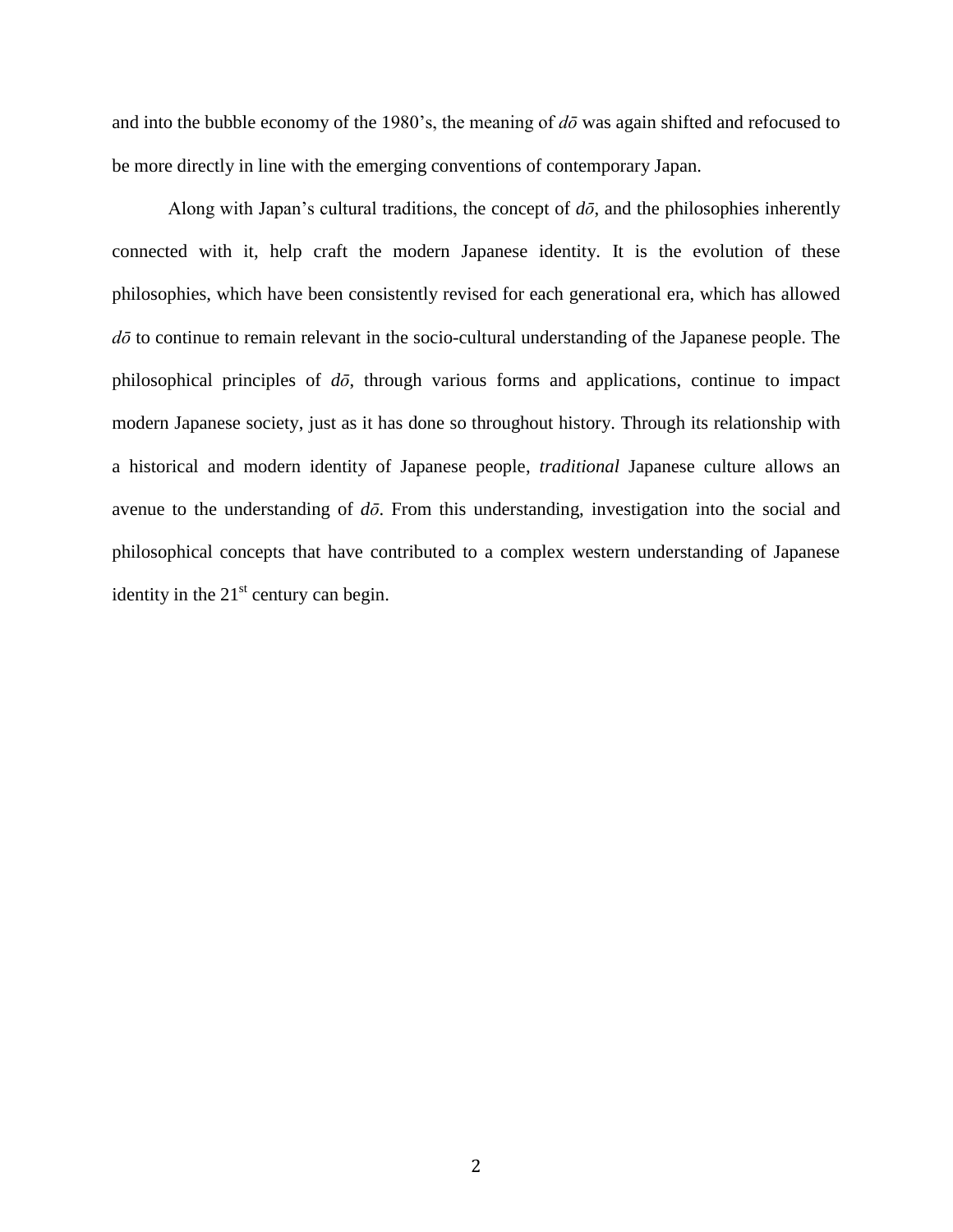and into the bubble economy of the 1980's, the meaning of *dō* was again shifted and refocused to be more directly in line with the emerging conventions of contemporary Japan.

Along with Japan's cultural traditions, the concept of *dō*, and the philosophies inherently connected with it, help craft the modern Japanese identity. It is the evolution of these philosophies, which have been consistently revised for each generational era, which has allowed *dō* to continue to remain relevant in the socio-cultural understanding of the Japanese people. The philosophical principles of *dō*, through various forms and applications, continue to impact modern Japanese society, just as it has done so throughout history. Through its relationship with a historical and modern identity of Japanese people, *traditional* Japanese culture allows an avenue to the understanding of *dō*. From this understanding, investigation into the social and philosophical concepts that have contributed to a complex western understanding of Japanese identity in the 21st century can begin.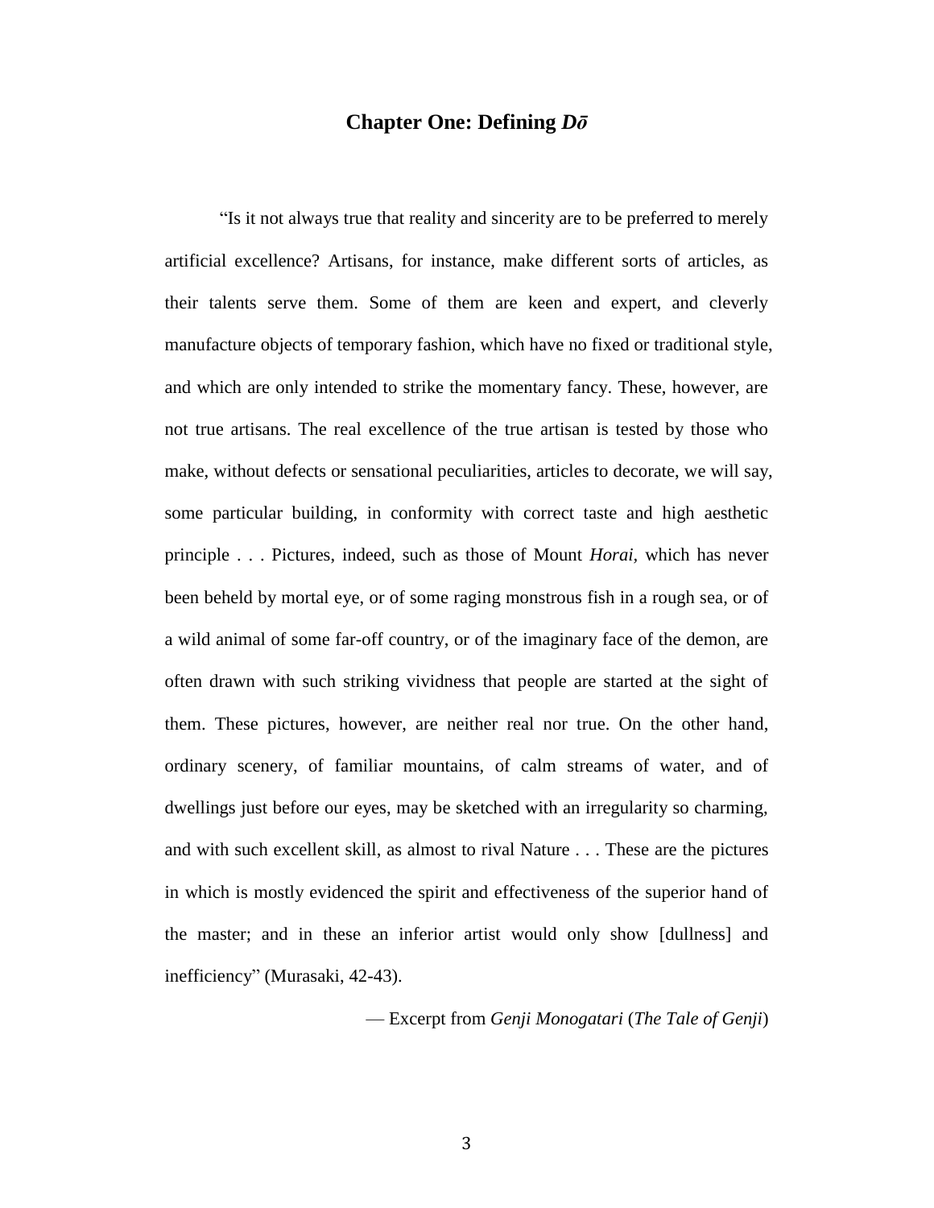# Chapter One: Defining *Dō*

"Is it not always true that reality and sincerity are to be preferred to merely artificial excellence? Artisans, for instance, make different sorts of articles, as their talents serve them. Some of them are keen and expert, and cleverly manufacture objects of temporary fashion, which have no fixed or traditional style, and which are only intended to strike the momentary fancy. These, however, are not true artisans. The real excellence of the true artisan is tested by those who make, without defects or sensational peculiarities, articles to decorate, we will say, some particular building, in conformity with correct taste and high aesthetic principle . . . Pictures, indeed, such as those of Mount *Horai*, which has never been beheld by mortal eye, or of some raging monstrous fish in a rough sea, or of a wild animal of some far-off country, or of the imaginary face of the demon, are often drawn with such striking vividness that people are started at the sight of them. These pictures, however, are neither real nor true. On the other hand, ordinary scenery, of familiar mountains, of calm streams of water, and of dwellings just before our eyes, may be sketched with an irregularity so charming, and with such excellent skill, as almost to rival Nature . . . These are the pictures in which is mostly evidenced the spirit and effectiveness of the superior hand of the master; and in these an inferior artist would only show [dullness] and inefficiency" (Murasaki, 42-43).

— Excerpt from *Genji Monogatari* (*The Tale of Genji*)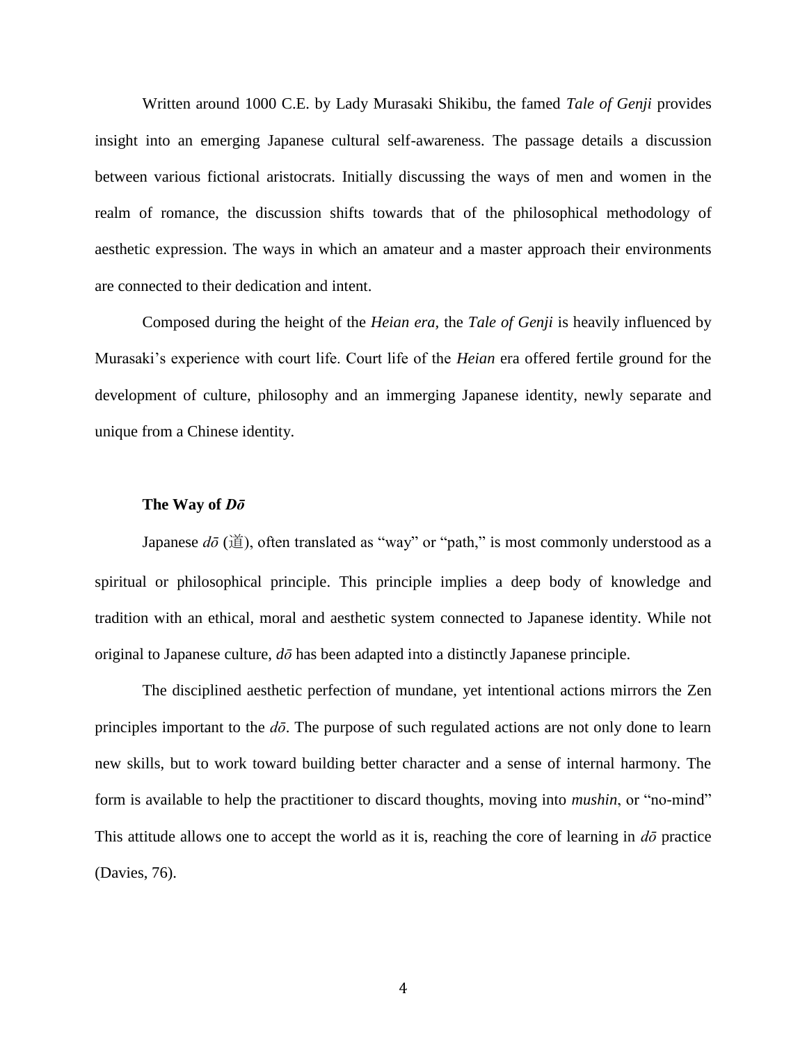Written around 1000 C.E. by Lady Murasaki Shikibu, the famed *Tale of Genji* provides insight into an emerging Japanese cultural self-awareness. The passage details a discussion between various fictional aristocrats. Initially discussing the ways of men and women in the realm of romance, the discussion shifts towards that of the philosophical methodology of aesthetic expression. The ways in which an amateur and a master approach their environments are connected to their dedication and intent.

Composed during the height of the *Heian era,* the *Tale of Genji* is heavily influenced by Murasaki's experience with court life. Court life of the *Heian* era offered fertile ground for the development of culture, philosophy and an immerging Japanese identity, newly separate and unique from a Chinese identity.

### The Way of *Dō*

Japanese *dō* (道), often translated as "way" or "path," is most commonly understood as a spiritual or philosophical principle. This principle implies a deep body of knowledge and tradition with an ethical, moral and aesthetic system connected to Japanese identity. While not original to Japanese culture, *dō* has been adapted into a distinctly Japanese principle.

The disciplined aesthetic perfection of mundane, yet intentional actions mirrors the Zen principles important to the *dō*. The purpose of such regulated actions are not only done to learn new skills, but to work toward building better character and a sense of internal harmony. The form is available to help the practitioner to discard thoughts, moving into *mushin*, or "no-mind" This attitude allows one to accept the world as it is, reaching the core of learning in *dō* practice (Davies, 76).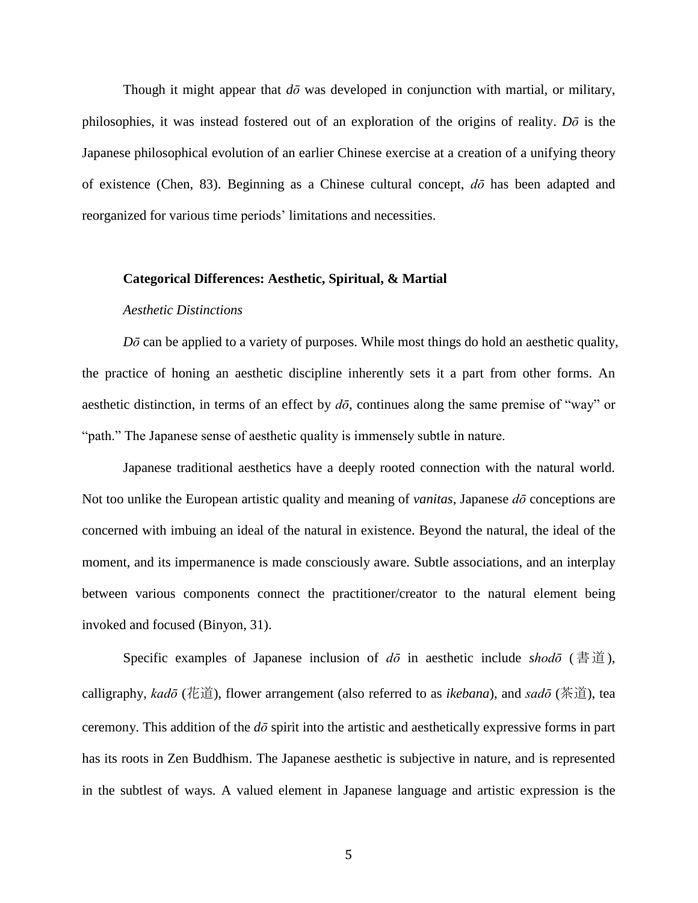Though it might appear that *dō* was developed in conjunction with martial, or military, philosophies, it was instead fostered out of an exploration of the origins of reality. *Dō* is the Japanese philosophical evolution of an earlier Chinese exercise at a creation of a unifying theory of existence (Chen, 83). Beginning as a Chinese cultural concept, *dō* has been adapted and reorganized for various time periods' limitations and necessities.

**Categorical Differences: Aesthetic, Spiritual, & Martial**

*Aesthetic Distinctions*

*Dō* can be applied to a variety of purposes. While most things do hold an aesthetic quality, the practice of honing an aesthetic discipline inherently sets it a part from other forms. An aesthetic distinction, in terms of an effect by *dō*, continues along the same premise of "way" or "path." The Japanese sense of aesthetic quality is immensely subtle in nature.

Japanese traditional aesthetics have a deeply rooted connection with the natural world. Not too unlike the European artistic quality and meaning of *vanitas*, Japanese *dō* conceptions are concerned with imbuing an ideal of the natural in existence. Beyond the natural, the ideal of the moment, and its impermanence is made consciously aware. Subtle associations, and an interplay between various components connect the practitioner/creator to the natural element being invoked and focused (Binyon, 31).

Specific examples of Japanese inclusion of *dō* in aesthetic include *shodō* (書道), calligraphy, *kadō* (花道), flower arrangement (also referred to as *ikebana*), and *sadō* (茶道), tea ceremony. This addition of the *dō* spirit into the artistic and aesthetically expressive forms in part has its roots in Zen Buddhism. The Japanese aesthetic is subjective in nature, and is represented in the subtlest of ways. A valued element in Japanese language and artistic expression is the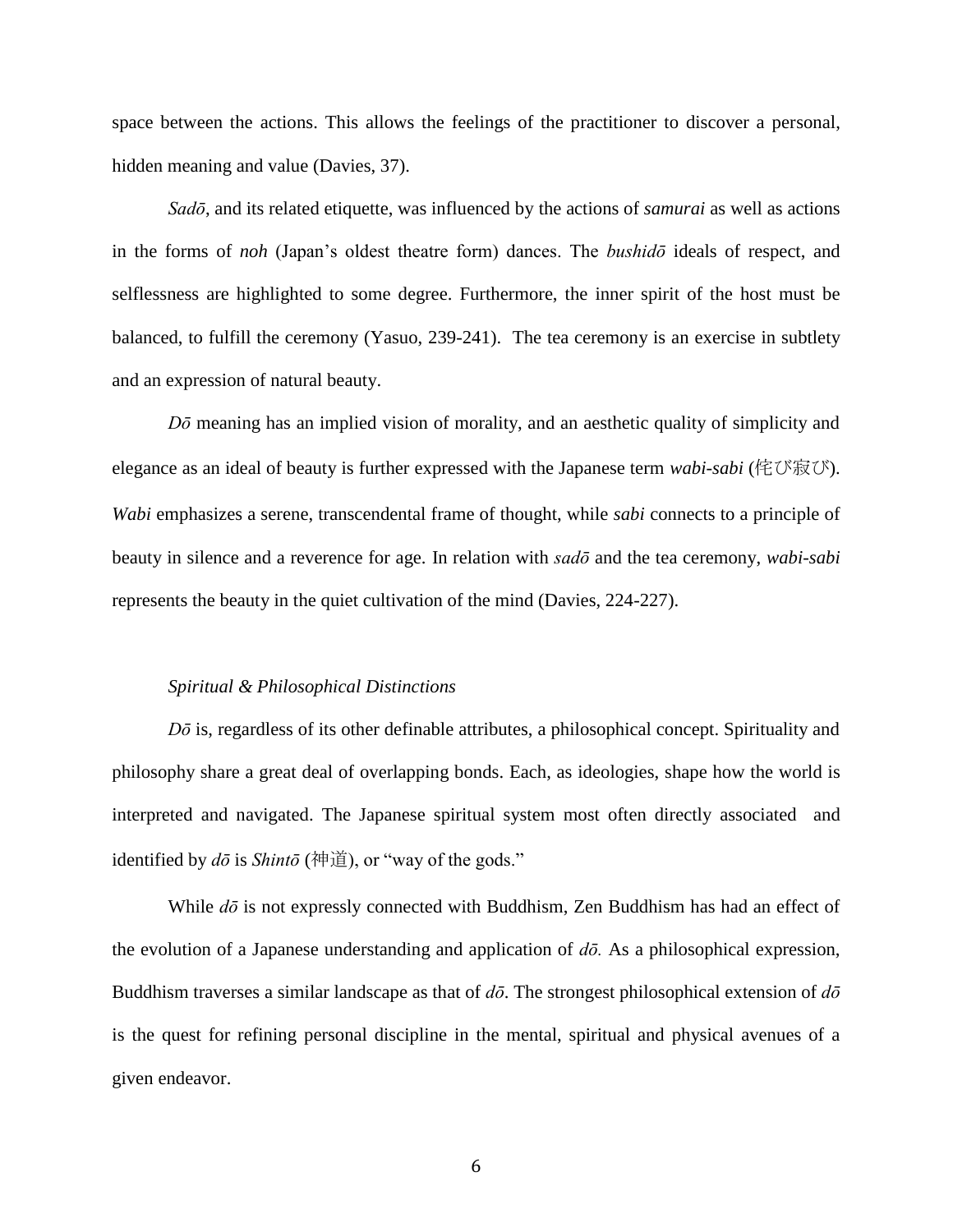space between the actions. This allows the feelings of the practitioner to discover a personal, hidden meaning and value (Davies, 37).

*Sadō*, and its related etiquette, was influenced by the actions of ***samurai*** as well as actions in the forms of *noh* (Japan's oldest theatre form) dances. The *bushidō* ideals of respect, and selflessness are highlighted to some degree. Furthermore, the inner spirit of the host must be balanced, to fulfill the ceremony (Yasuo, 239-241). The tea ceremony is an exercise in subtlety and an expression of natural beauty.

*Dō* meaning has an implied vision of morality, and an aesthetic quality of simplicity and elegance as an ideal of beauty is further expressed with the Japanese term ***wabi-sabi*** (侘び寂び). *Wabi* emphasizes a serene, transcendental frame of thought, while ***sabi*** connects to a principle of beauty in silence and a reverence for age. In relation with *sadō* and the tea ceremony, *wabi-sabi* represents the beauty in the quiet cultivation of the mind (Davies, 224-227).

*Spiritual & Philosophical Distinctions*

*Dō* is, regardless of its other definable attributes, a philosophical concept. Spirituality and philosophy share a great deal of overlapping bonds. Each, as ideologies, shape how the world is interpreted and navigated. The Japanese spiritual system most often directly associated and identified by *dō* is *Shintō* (神道), or "way of the gods."

While *dō* is not expressly connected with Buddhism, Zen Buddhism has had an effect of the evolution of a Japanese understanding and application of *dō.* As a philosophical expression, Buddhism traverses a similar landscape as that of *dō*. The strongest philosophical extension of *dō* is the quest for refining personal discipline in the mental, spiritual and physical avenues of a given endeavor.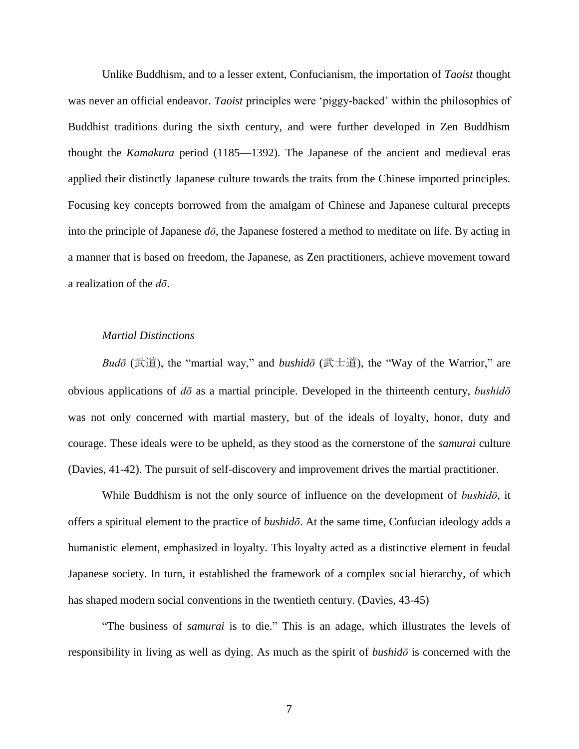Unlike Buddhism, and to a lesser extent, Confucianism, the importation of *Taoist* thought was never an official endeavor. *Taoist* principles were 'piggy-backed' within the philosophies of Buddhist traditions during the sixth century, and were further developed in Zen Buddhism thought the *Kamakura* period (1185—1392). The Japanese of the ancient and medieval eras applied their distinctly Japanese culture towards the traits from the Chinese imported principles. Focusing key concepts borrowed from the amalgam of Chinese and Japanese cultural precepts into the principle of Japanese *dō*, the Japanese fostered a method to meditate on life. By acting in a manner that is based on freedom, the Japanese, as Zen practitioners, achieve movement toward a realization of the *dō*.

### *Martial Distinctions*

*Budō* (武道), the "martial way," and *bushidō* (武士道), the "Way of the Warrior," are obvious applications of *dō* as a martial principle. Developed in the thirteenth century, *bushidō* was not only concerned with martial mastery, but of the ideals of loyalty, honor, duty and courage. These ideals were to be upheld, as they stood as the cornerstone of the *samurai* culture (Davies, 41-42). The pursuit of self-discovery and improvement drives the martial practitioner.

While Buddhism is not the only source of influence on the development of *bushidō*, it offers a spiritual element to the practice of *bushidō*. At the same time, Confucian ideology adds a humanistic element, emphasized in loyalty. This loyalty acted as a distinctive element in feudal Japanese society. In turn, it established the framework of a complex social hierarchy, of which has shaped modern social conventions in the twentieth century. (Davies, 43-45)

"The business of *samurai* is to die." This is an adage, which illustrates the levels of responsibility in living as well as dying. As much as the spirit of *bushidō* is concerned with the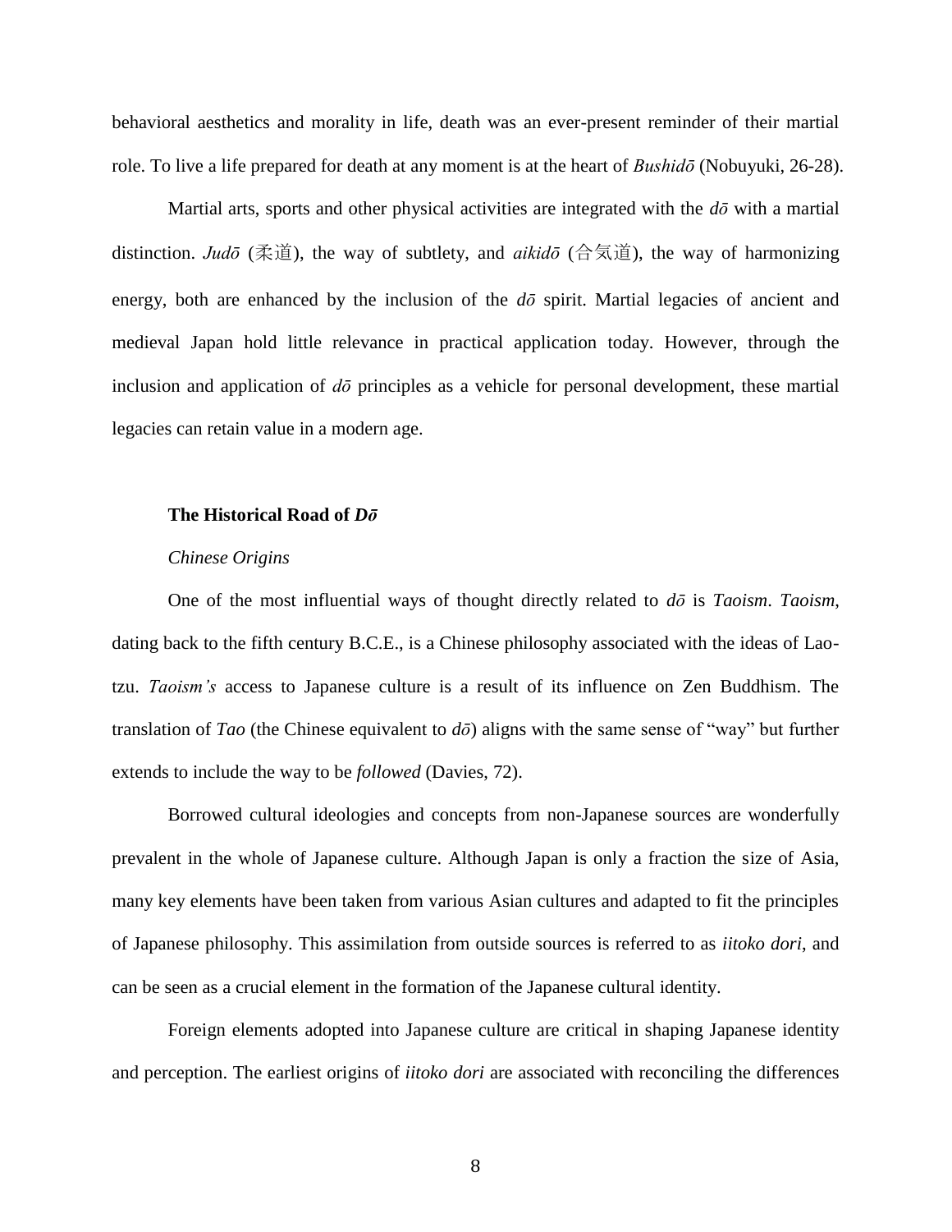behavioral aesthetics and morality in life, death was an ever-present reminder of their martial role. To live a life prepared for death at any moment is at the heart of *Bushidō* (Nobuyuki, 26-28).

Martial arts, sports and other physical activities are integrated with the *dō* with a martial distinction. *Judō* (柔道), the way of subtlety, and *aikidō* (合気道), the way of harmonizing energy, both are enhanced by the inclusion of the *dō* spirit. Martial legacies of ancient and medieval Japan hold little relevance in practical application today. However, through the inclusion and application of *dō* principles as a vehicle for personal development, these martial legacies can retain value in a modern age.

## The Historical Road of *Dō*

### *Chinese Origins*

One of the most influential ways of thought directly related to *dō* is *Taoism*. *Taoism*, dating back to the fifth century B.C.E., is a Chinese philosophy associated with the ideas of Lao-tzu. *Taoism's* access to Japanese culture is a result of its influence on Zen Buddhism. The translation of *Tao* (the Chinese equivalent to *dō*) aligns with the same sense of "way" but further extends to include the way to be *followed* (Davies, 72).

Borrowed cultural ideologies and concepts from non-Japanese sources are wonderfully prevalent in the whole of Japanese culture. Although Japan is only a fraction the size of Asia, many key elements have been taken from various Asian cultures and adapted to fit the principles of Japanese philosophy. This assimilation from outside sources is referred to as *iitoko dori*, and can be seen as a crucial element in the formation of the Japanese cultural identity.

Foreign elements adopted into Japanese culture are critical in shaping Japanese identity and perception. The earliest origins of *iitoko dori* are associated with reconciling the differences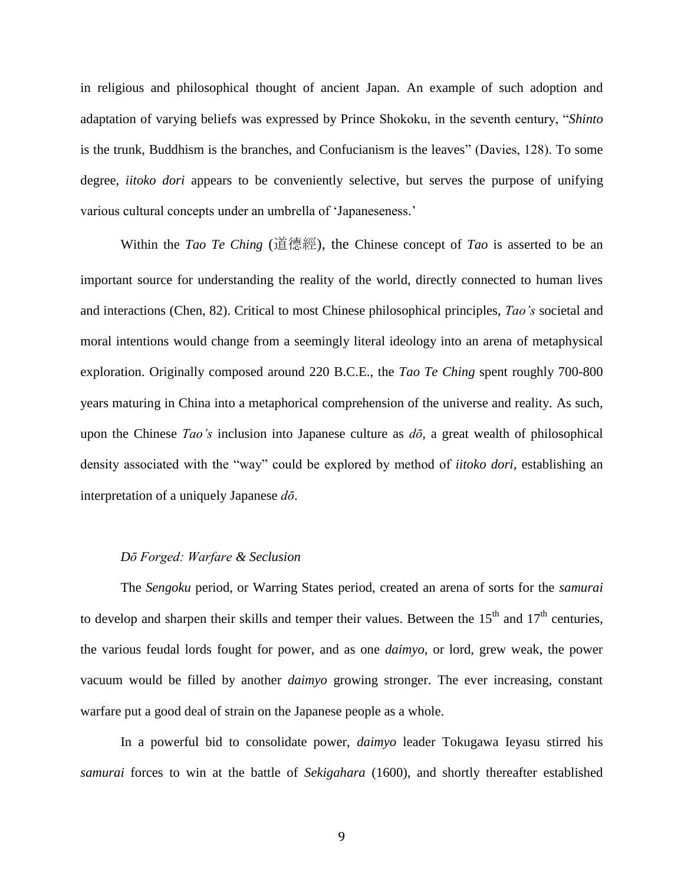in religious and philosophical thought of ancient Japan. An example of such adoption and adaptation of varying beliefs was expressed by Prince Shokoku, in the seventh century, "*Shinto* is the trunk, Buddhism is the branches, and Confucianism is the leaves" (Davies, 128). To some degree, *iitoko dori* appears to be conveniently selective, but serves the purpose of unifying various cultural concepts under an umbrella of 'Japaneseness.'

Within the *Tao Te Ching* (道德經), the Chinese concept of *Tao* is asserted to be an important source for understanding the reality of the world, directly connected to human lives and interactions (Chen, 82). Critical to most Chinese philosophical principles, *Tao's* societal and moral intentions would change from a seemingly literal ideology into an arena of metaphysical exploration. Originally composed around 220 B.C.E., the *Tao Te Ching* spent roughly 700-800 years maturing in China into a metaphorical comprehension of the universe and reality. As such, upon the Chinese *Tao's* inclusion into Japanese culture as *dō,* a great wealth of philosophical density associated with the "way" could be explored by method of *iitoko dori*, establishing an interpretation of a uniquely Japanese *dō*.

### *Dō Forged: Warfare & Seclusion*

The *Sengoku* period, or Warring States period, created an arena of sorts for the *samurai* to develop and sharpen their skills and temper their values. Between the 15th and 17th centuries, the various feudal lords fought for power, and as one *daimyo*, or lord, grew weak, the power vacuum would be filled by another *daimyo* growing stronger. The ever increasing, constant warfare put a good deal of strain on the Japanese people as a whole.

In a powerful bid to consolidate power, *daimyo* leader Tokugawa Ieyasu stirred his *samurai* forces to win at the battle of *Sekigahara* (1600), and shortly thereafter established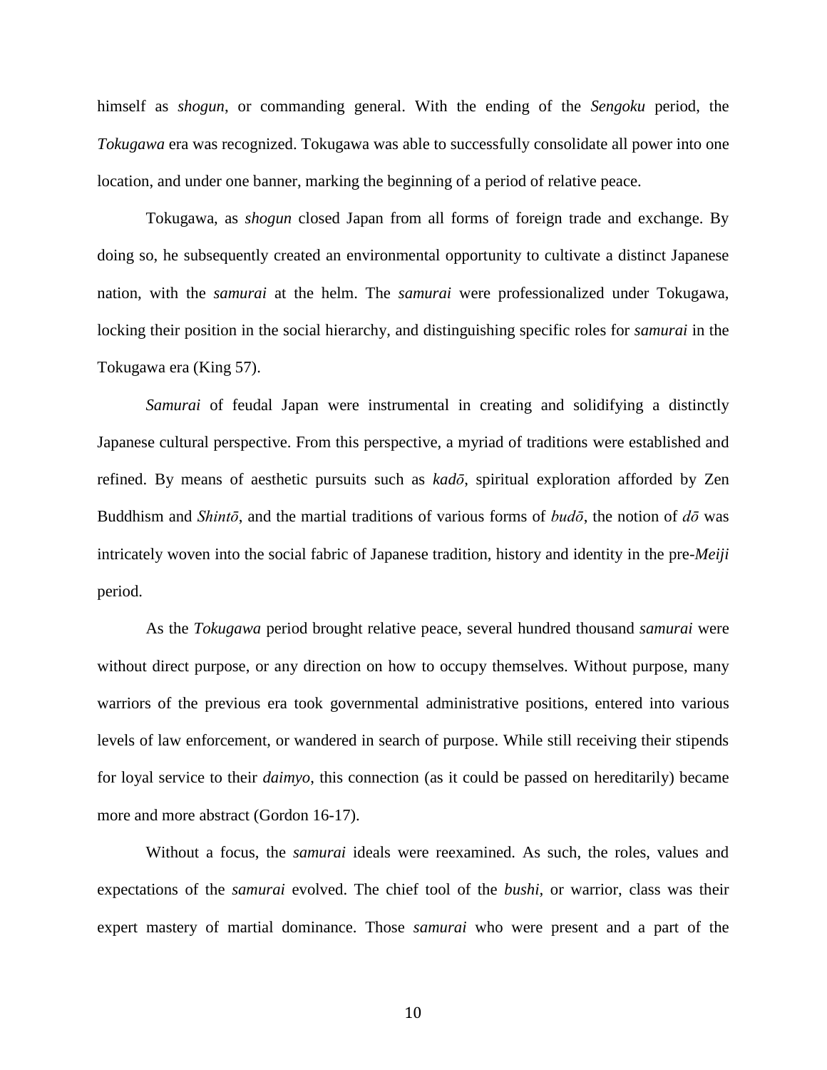himself as *shogun*, or commanding general. With the ending of the *Sengoku* period, the *Tokugawa* era was recognized. Tokugawa was able to successfully consolidate all power into one location, and under one banner, marking the beginning of a period of relative peace.

Tokugawa, as *shogun* closed Japan from all forms of foreign trade and exchange. By doing so, he subsequently created an environmental opportunity to cultivate a distinct Japanese nation, with the *samurai* at the helm. The *samurai* were professionalized under Tokugawa, locking their position in the social hierarchy, and distinguishing specific roles for *samurai* in the Tokugawa era (King 57).

*Samurai* of feudal Japan were instrumental in creating and solidifying a distinctly Japanese cultural perspective. From this perspective, a myriad of traditions were established and refined. By means of aesthetic pursuits such as *kadō*, spiritual exploration afforded by Zen Buddhism and *Shintō*, and the martial traditions of various forms of *budō*, the notion of *dō* was intricately woven into the social fabric of Japanese tradition, history and identity in the pre-*Meiji* period.

As the *Tokugawa* period brought relative peace, several hundred thousand *samurai* were without direct purpose, or any direction on how to occupy themselves. Without purpose, many warriors of the previous era took governmental administrative positions, entered into various levels of law enforcement, or wandered in search of purpose. While still receiving their stipends for loyal service to their *daimyo*, this connection (as it could be passed on hereditarily) became more and more abstract (Gordon 16-17).

Without a focus, the *samurai* ideals were reexamined. As such, the roles, values and expectations of the *samurai* evolved. The chief tool of the *bushi*, or warrior, class was their expert mastery of martial dominance. Those *samurai* who were present and a part of the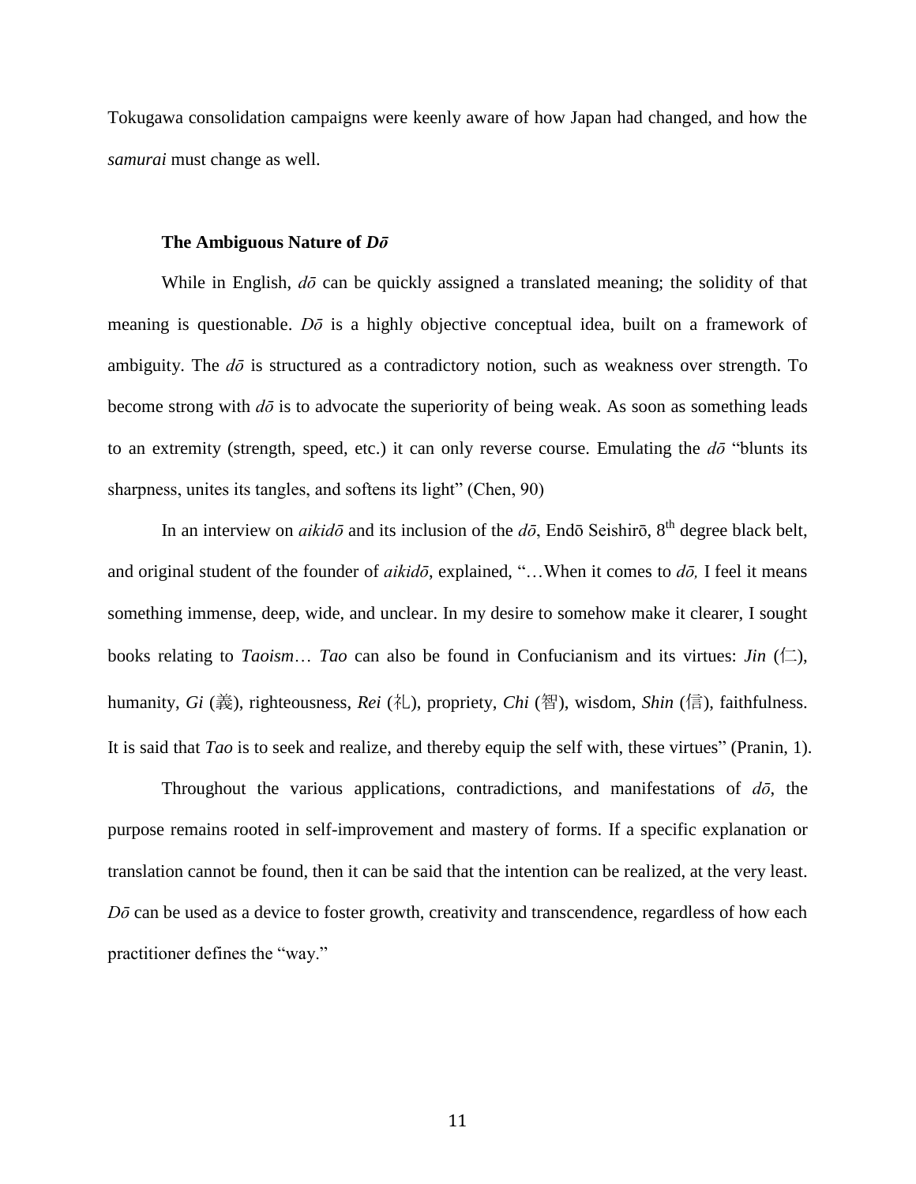Tokugawa consolidation campaigns were keenly aware of how Japan had changed, and how the *samurai* must change as well.

### The Ambiguous Nature of *Dō*

While in English, *dō* can be quickly assigned a translated meaning; the solidity of that meaning is questionable. *Dō* is a highly objective conceptual idea, built on a framework of ambiguity. The *dō* is structured as a contradictory notion, such as weakness over strength. To become strong with *dō* is to advocate the superiority of being weak. As soon as something leads to an extremity (strength, speed, etc.) it can only reverse course. Emulating the *dō* "blunts its sharpness, unites its tangles, and softens its light" (Chen, 90)

In an interview on *aikidō* and its inclusion of the *dō*, Endō Seishirō, 8th degree black belt, and original student of the founder of *aikidō*, explained, "…When it comes to *dō,* I feel it means something immense, deep, wide, and unclear. In my desire to somehow make it clearer, I sought books relating to *Taoism*… *Tao* can also be found in Confucianism and its virtues: *Jin* (仁), humanity, *Gi* (義), righteousness, *Rei* (礼), propriety, *Chi* (智), wisdom, *Shin* (信), faithfulness. It is said that *Tao* is to seek and realize, and thereby equip the self with, these virtues" (Pranin, 1).

Throughout the various applications, contradictions, and manifestations of *dō*, the purpose remains rooted in self-improvement and mastery of forms. If a specific explanation or translation cannot be found, then it can be said that the intention can be realized, at the very least. *Dō* can be used as a device to foster growth, creativity and transcendence, regardless of how each practitioner defines the "way."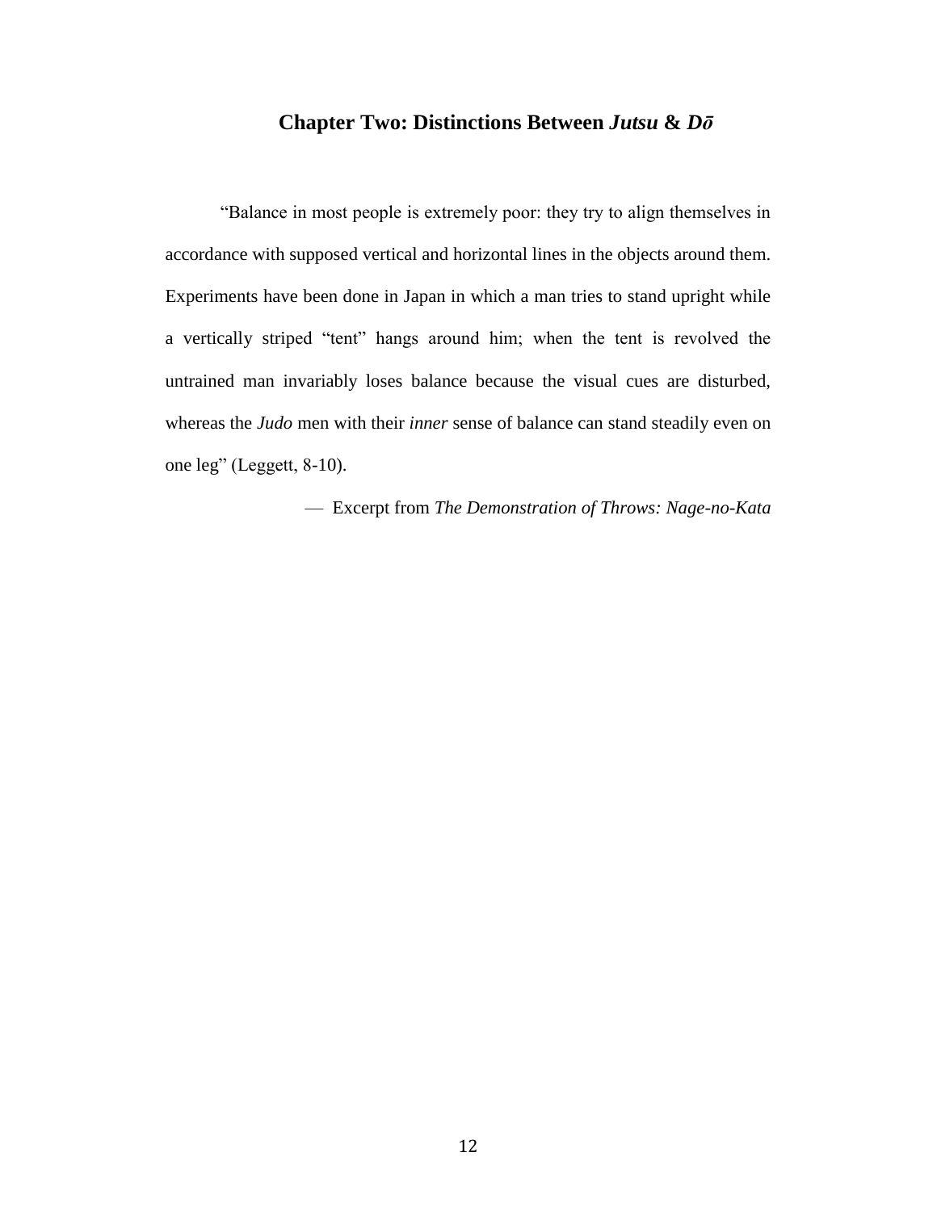## Chapter Two: Distinctions Between *Jutsu* & *Dō*

"Balance in most people is extremely poor: they try to align themselves in accordance with supposed vertical and horizontal lines in the objects around them. Experiments have been done in Japan in which a man tries to stand upright while a vertically striped "tent" hangs around him; when the tent is revolved the untrained man invariably loses balance because the visual cues are disturbed, whereas the *Judo* men with their *inner* sense of balance can stand steadily even on one leg" (Leggett, 8-10).

— Excerpt from *The Demonstration of Throws: Nage-no-Kata*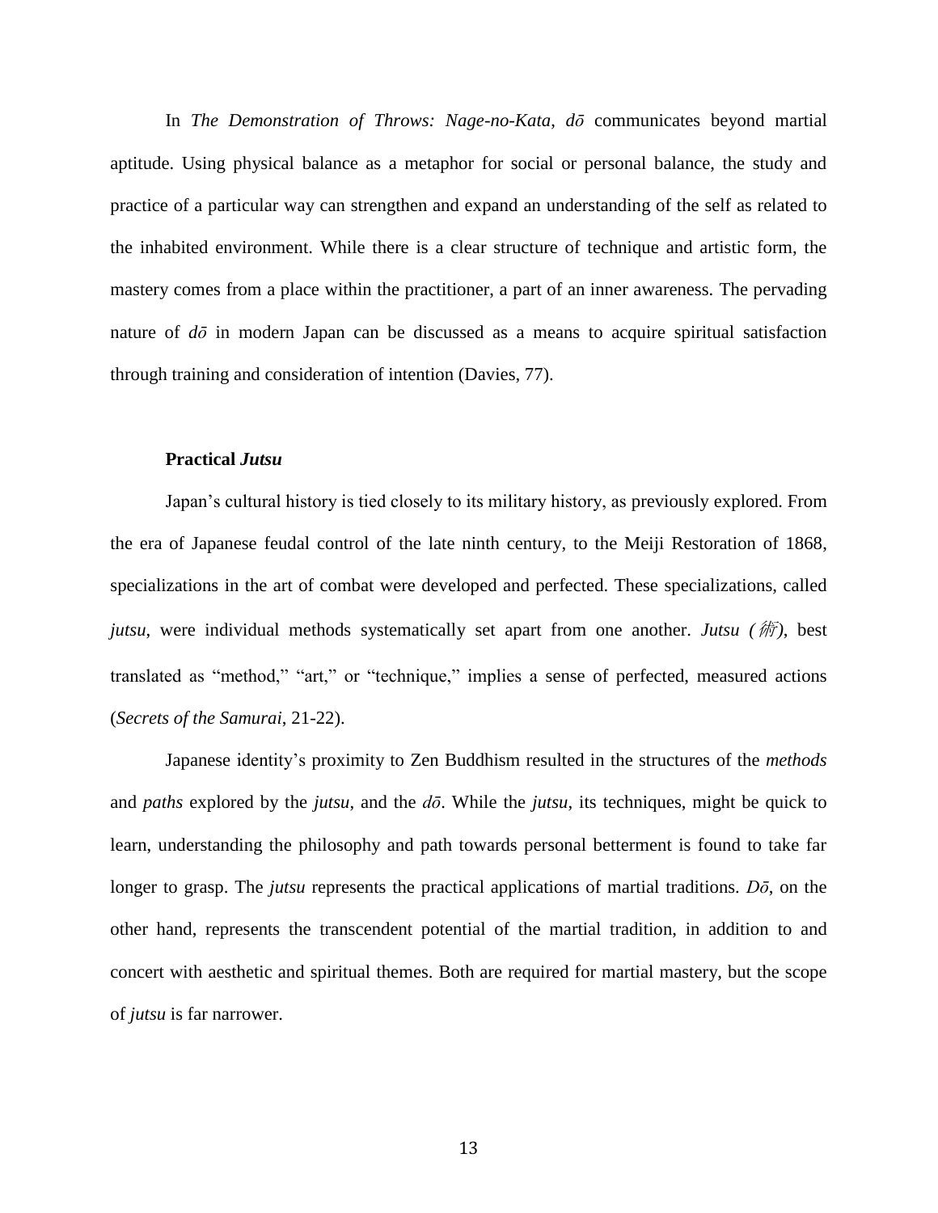In *The Demonstration of Throws: Nage-no-Kata*, *dō* communicates beyond martial aptitude. Using physical balance as a metaphor for social or personal balance, the study and practice of a particular way can strengthen and expand an understanding of the self as related to the inhabited environment. While there is a clear structure of technique and artistic form, the mastery comes from a place within the practitioner, a part of an inner awareness. The pervading nature of *dō* in modern Japan can be discussed as a means to acquire spiritual satisfaction through training and consideration of intention (Davies, 77).

### Practical *Jutsu*

Japan's cultural history is tied closely to its military history, as previously explored. From the era of Japanese feudal control of the late ninth century, to the Meiji Restoration of 1868, specializations in the art of combat were developed and perfected. These specializations, called *jutsu*, were individual methods systematically set apart from one another. *Jutsu (術)*, best translated as "method," "art," or "technique," implies a sense of perfected, measured actions (*Secrets of the Samurai*, 21-22).

Japanese identity's proximity to Zen Buddhism resulted in the structures of the *methods* and *paths* explored by the *jutsu*, and the *dō*. While the *jutsu*, its techniques, might be quick to learn, understanding the philosophy and path towards personal betterment is found to take far longer to grasp. The *jutsu* represents the practical applications of martial traditions. *Dō*, on the other hand, represents the transcendent potential of the martial tradition, in addition to and concert with aesthetic and spiritual themes. Both are required for martial mastery, but the scope of *jutsu* is far narrower.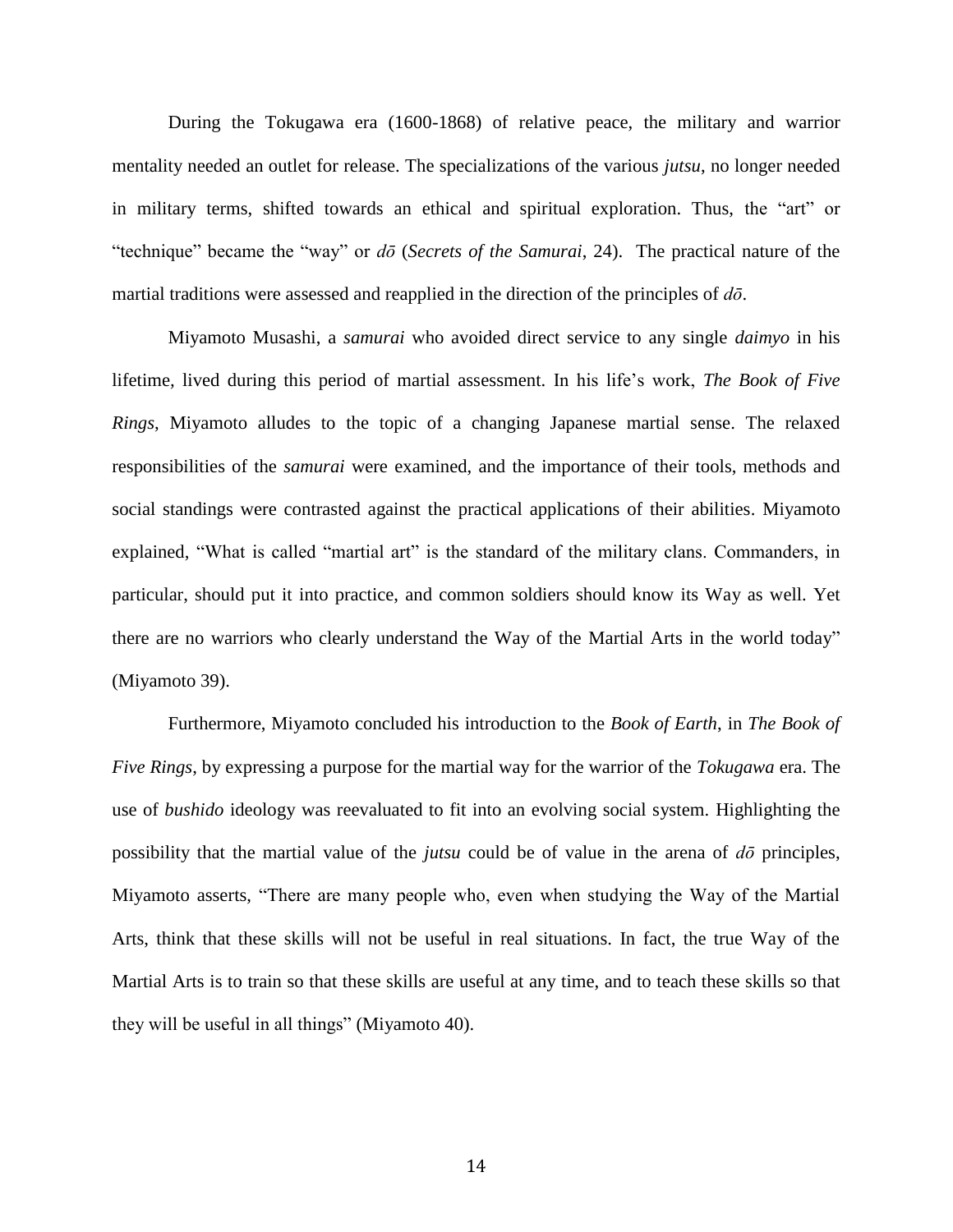During the Tokugawa era (1600-1868) of relative peace, the military and warrior mentality needed an outlet for release. The specializations of the various *jutsu*, no longer needed in military terms, shifted towards an ethical and spiritual exploration. Thus, the "art" or "technique" became the "way" or *dō* (*Secrets of the Samurai*, 24). The practical nature of the martial traditions were assessed and reapplied in the direction of the principles of *dō*.

Miyamoto Musashi, a *samurai* who avoided direct service to any single *daimyo* in his lifetime, lived during this period of martial assessment. In his life's work, *The Book of Five Rings*, Miyamoto alludes to the topic of a changing Japanese martial sense. The relaxed responsibilities of the *samurai* were examined, and the importance of their tools, methods and social standings were contrasted against the practical applications of their abilities. Miyamoto explained, "What is called "martial art" is the standard of the military clans. Commanders, in particular, should put it into practice, and common soldiers should know its Way as well. Yet there are no warriors who clearly understand the Way of the Martial Arts in the world today" (Miyamoto 39).

Furthermore, Miyamoto concluded his introduction to the *Book of Earth*, in *The Book of Five Rings*, by expressing a purpose for the martial way for the warrior of the *Tokugawa* era. The use of *bushido* ideology was reevaluated to fit into an evolving social system. Highlighting the possibility that the martial value of the *jutsu* could be of value in the arena of *dō* principles, Miyamoto asserts, "There are many people who, even when studying the Way of the Martial Arts, think that these skills will not be useful in real situations. In fact, the true Way of the Martial Arts is to train so that these skills are useful at any time, and to teach these skills so that they will be useful in all things" (Miyamoto 40).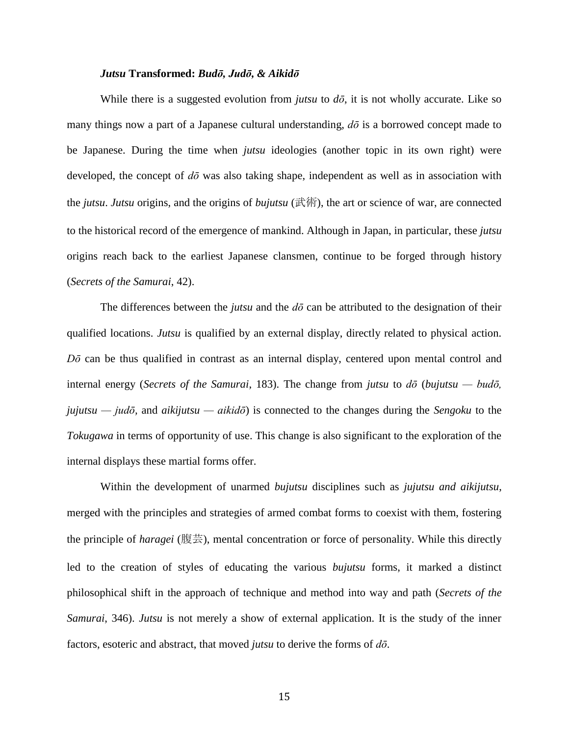### ***Jutsu* Transformed: *Budō, Judō, & Aikidō***

While there is a suggested evolution from *jutsu* to *dō*, it is not wholly accurate. Like so many things now a part of a Japanese cultural understanding, *dō* is a borrowed concept made to be Japanese. During the time when *jutsu* ideologies (another topic in its own right) were developed, the concept of *dō* was also taking shape, independent as well as in association with the *jutsu*. *Jutsu* origins, and the origins of *bujutsu* (武術), the art or science of war, are connected to the historical record of the emergence of mankind. Although in Japan, in particular, these *jutsu* origins reach back to the earliest Japanese clansmen, continue to be forged through history (*Secrets of the Samurai*, 42).

The differences between the *jutsu* and the *dō* can be attributed to the designation of their qualified locations. *Jutsu* is qualified by an external display, directly related to physical action. *Dō* can be thus qualified in contrast as an internal display, centered upon mental control and internal energy (*Secrets of the Samurai*, 183). The change from *jutsu* to *dō* (*bujutsu — budō, jujutsu — judō,* and *aikijutsu — aikidō*) is connected to the changes during the *Sengoku* to the *Tokugawa* in terms of opportunity of use. This change is also significant to the exploration of the internal displays these martial forms offer.

Within the development of unarmed *bujutsu* disciplines such as *jujutsu and aikijutsu*, merged with the principles and strategies of armed combat forms to coexist with them, fostering the principle of *haragei* (腹芸), mental concentration or force of personality. While this directly led to the creation of styles of educating the various *bujutsu* forms, it marked a distinct philosophical shift in the approach of technique and method into way and path (*Secrets of the Samurai*, 346). *Jutsu* is not merely a show of external application. It is the study of the inner factors, esoteric and abstract, that moved *jutsu* to derive the forms of *dō*.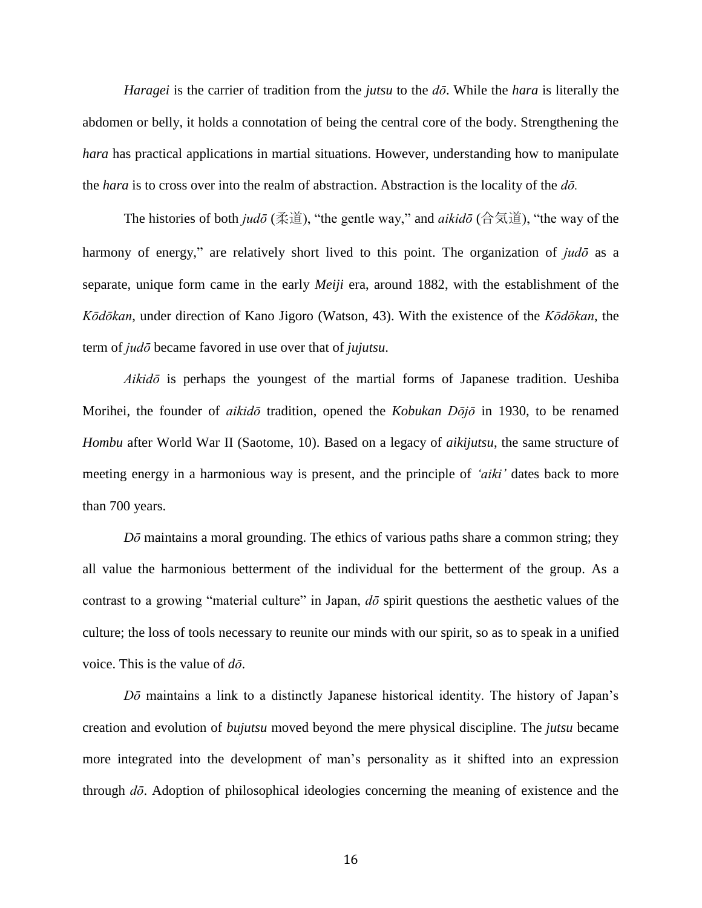*Haragei* is the carrier of tradition from the *jutsu* to the *dō*. While the *hara* is literally the abdomen or belly, it holds a connotation of being the central core of the body. Strengthening the *hara* has practical applications in martial situations. However, understanding how to manipulate the *hara* is to cross over into the realm of abstraction. Abstraction is the locality of the *dō*.

The histories of both *judō* (柔道), "the gentle way," and *aikidō* (合気道), "the way of the harmony of energy," are relatively short lived to this point. The organization of *judō* as a separate, unique form came in the early *Meiji* era, around 1882, with the establishment of the *Kōdōkan*, under direction of Kano Jigoro (Watson, 43). With the existence of the *Kōdōkan*, the term of *judō* became favored in use over that of *jujutsu*.

*Aikidō* is perhaps the youngest of the martial forms of Japanese tradition. Ueshiba Morihei, the founder of *aikidō* tradition, opened the *Kobukan Dōjō* in 1930, to be renamed *Hombu* after World War II (Saotome, 10). Based on a legacy of *aikijutsu*, the same structure of meeting energy in a harmonious way is present, and the principle of *'aiki'* dates back to more than 700 years.

*Dō* maintains a moral grounding. The ethics of various paths share a common string; they all value the harmonious betterment of the individual for the betterment of the group. As a contrast to a growing "material culture" in Japan, *dō* spirit questions the aesthetic values of the culture; the loss of tools necessary to reunite our minds with our spirit, so as to speak in a unified voice. This is the value of *dō*.

*Dō* maintains a link to a distinctly Japanese historical identity. The history of Japan's creation and evolution of *bujutsu* moved beyond the mere physical discipline. The *jutsu* became more integrated into the development of man's personality as it shifted into an expression through *dō*. Adoption of philosophical ideologies concerning the meaning of existence and the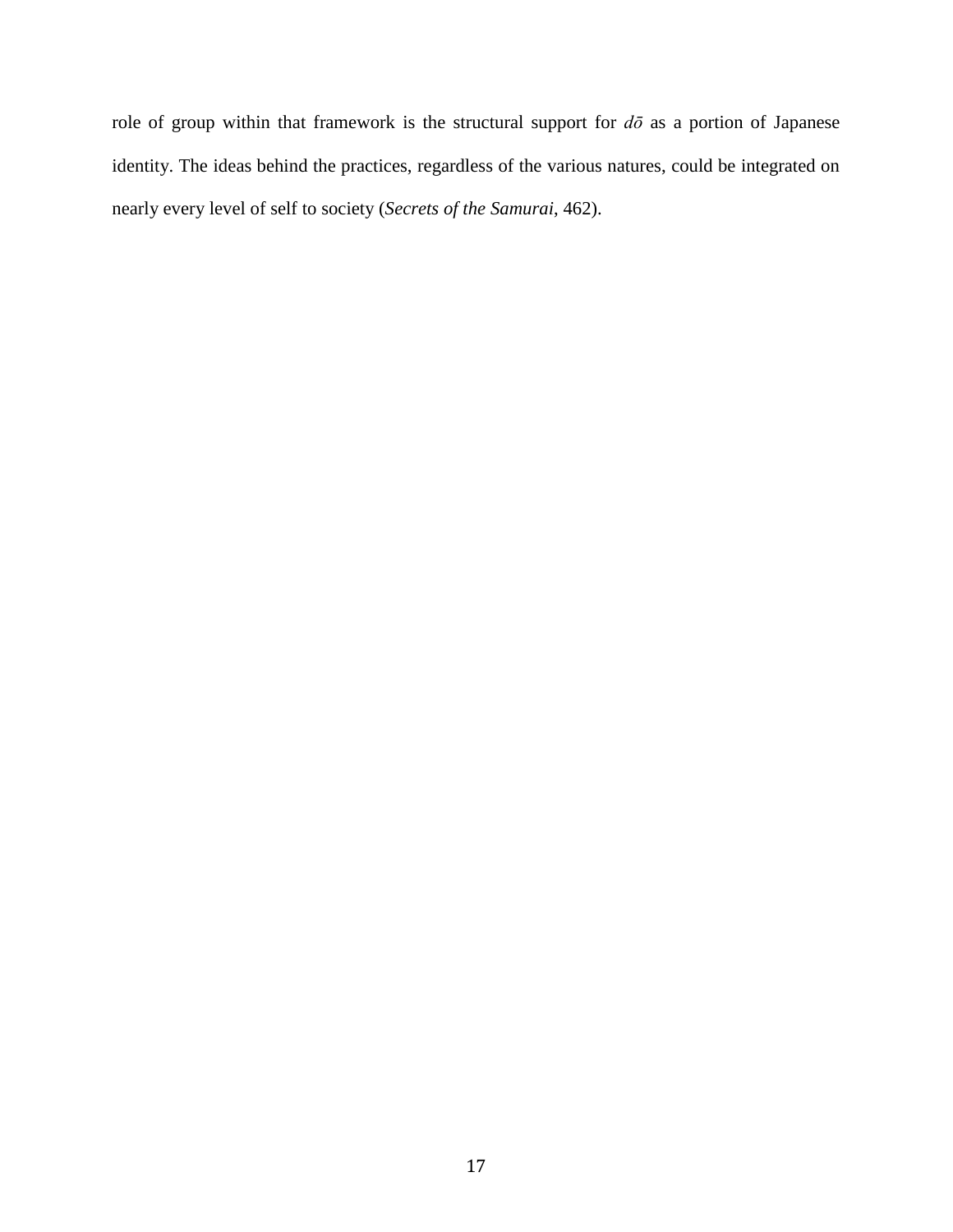role of group within that framework is the structural support for *dō* as a portion of Japanese identity. The ideas behind the practices, regardless of the various natures, could be integrated on nearly every level of self to society (*Secrets of the Samurai*, 462).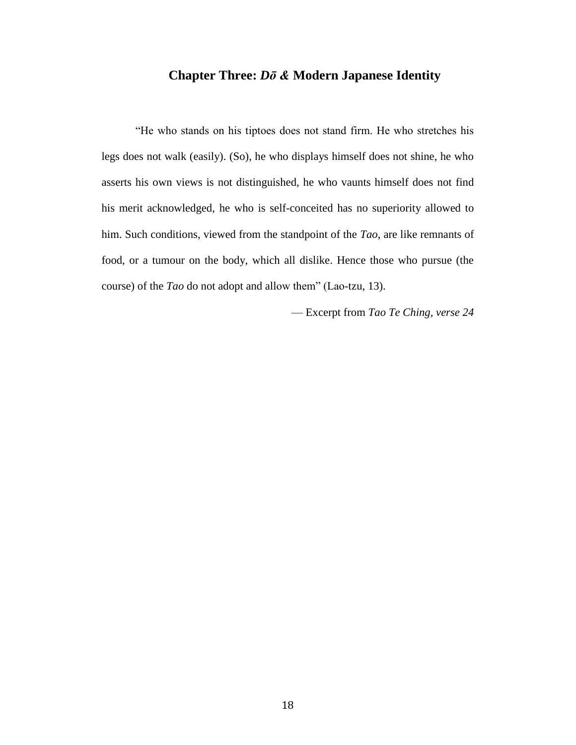# Chapter Three: *Dō &* Modern Japanese Identity

"He who stands on his tiptoes does not stand firm. He who stretches his legs does not walk (easily). (So), he who displays himself does not shine, he who asserts his own views is not distinguished, he who vaunts himself does not find his merit acknowledged, he who is self-conceited has no superiority allowed to him. Such conditions, viewed from the standpoint of the *Tao*, are like remnants of food, or a tumour on the body, which all dislike. Hence those who pursue (the course) of the *Tao* do not adopt and allow them" (Lao-tzu, 13).

— Excerpt from *Tao Te Ching, verse 24*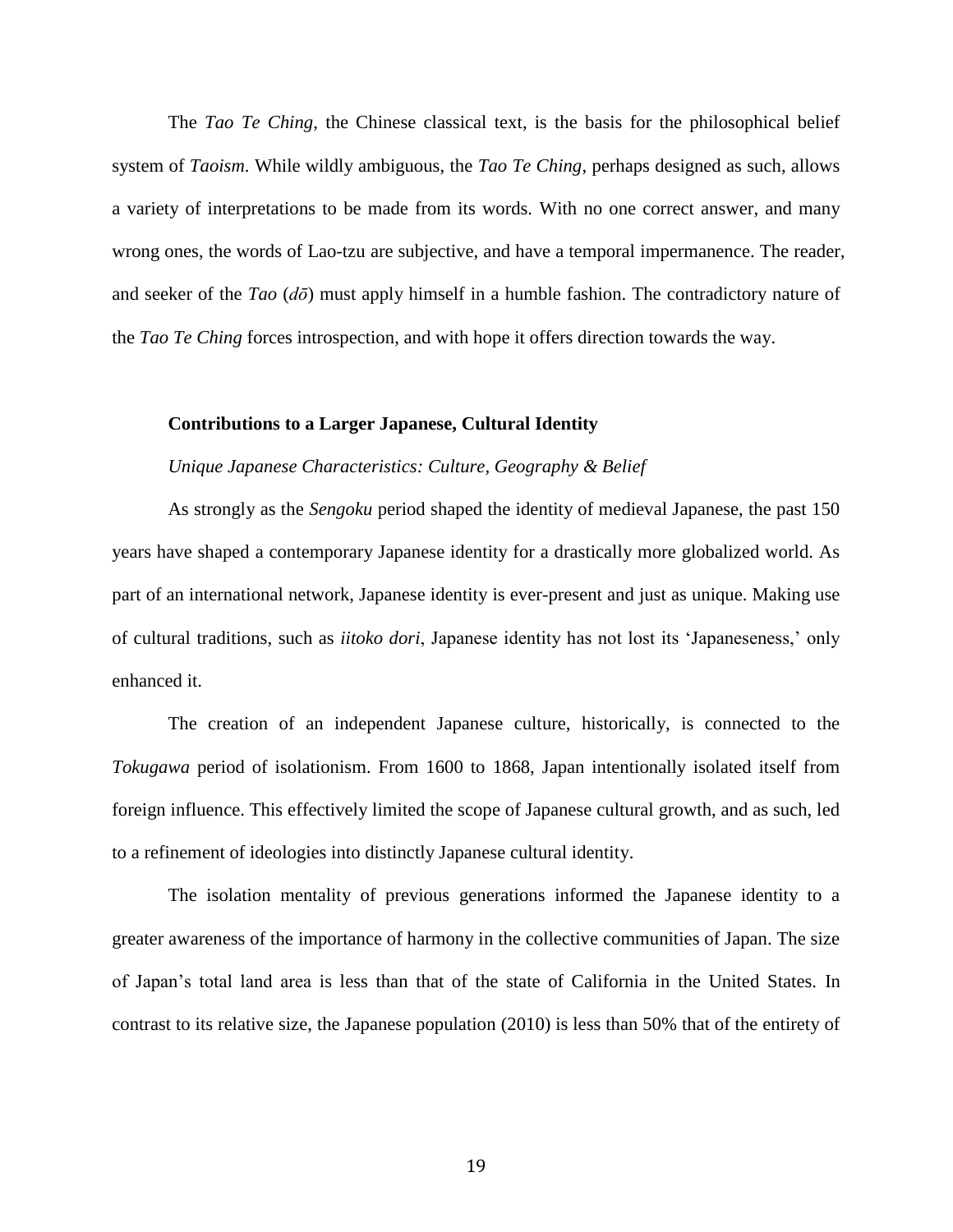The *Tao Te Ching*, the Chinese classical text, is the basis for the philosophical belief system of *Taoism*. While wildly ambiguous, the *Tao Te Ching*, perhaps designed as such, allows a variety of interpretations to be made from its words. With no one correct answer, and many wrong ones, the words of Lao-tzu are subjective, and have a temporal impermanence. The reader, and seeker of the *Tao* (*dō*) must apply himself in a humble fashion. The contradictory nature of the *Tao Te Ching* forces introspection, and with hope it offers direction towards the way.

**Contributions to a Larger Japanese, Cultural Identity**

*Unique Japanese Characteristics: Culture, Geography & Belief*

As strongly as the *Sengoku* period shaped the identity of medieval Japanese, the past 150 years have shaped a contemporary Japanese identity for a drastically more globalized world. As part of an international network, Japanese identity is ever-present and just as unique. Making use of cultural traditions, such as *iitoko dori*, Japanese identity has not lost its 'Japaneseness,' only enhanced it.

The creation of an independent Japanese culture, historically, is connected to the *Tokugawa* period of isolationism. From 1600 to 1868, Japan intentionally isolated itself from foreign influence. This effectively limited the scope of Japanese cultural growth, and as such, led to a refinement of ideologies into distinctly Japanese cultural identity.

The isolation mentality of previous generations informed the Japanese identity to a greater awareness of the importance of harmony in the collective communities of Japan. The size of Japan's total land area is less than that of the state of California in the United States. In contrast to its relative size, the Japanese population (2010) is less than 50% that of the entirety of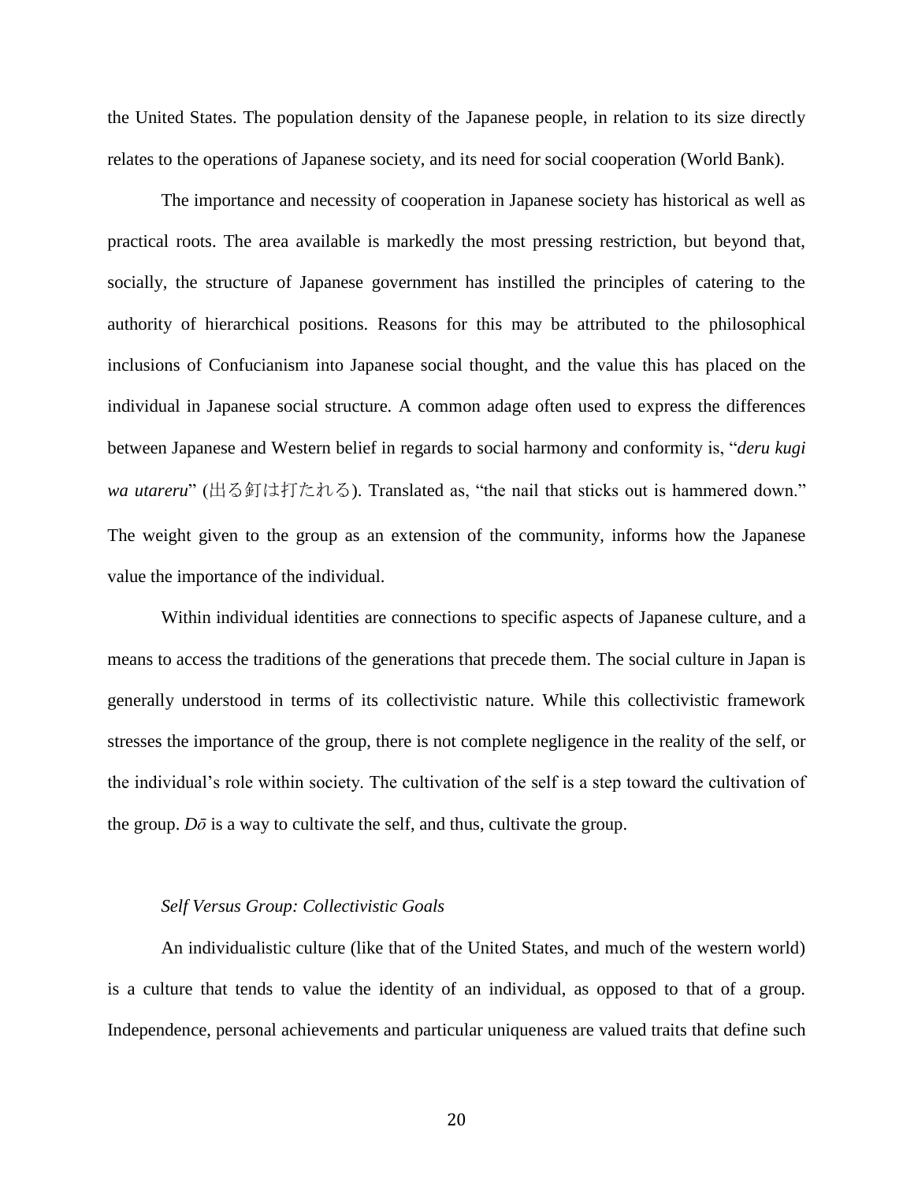the United States. The population density of the Japanese people, in relation to its size directly relates to the operations of Japanese society, and its need for social cooperation (World Bank).

The importance and necessity of cooperation in Japanese society has historical as well as practical roots. The area available is markedly the most pressing restriction, but beyond that, socially, the structure of Japanese government has instilled the principles of catering to the authority of hierarchical positions. Reasons for this may be attributed to the philosophical inclusions of Confucianism into Japanese social thought, and the value this has placed on the individual in Japanese social structure. A common adage often used to express the differences between Japanese and Western belief in regards to social harmony and conformity is, "*deru kugi wa utareru*" (出る釘は打たれる). Translated as, "the nail that sticks out is hammered down." The weight given to the group as an extension of the community, informs how the Japanese value the importance of the individual.

Within individual identities are connections to specific aspects of Japanese culture, and a means to access the traditions of the generations that precede them. The social culture in Japan is generally understood in terms of its collectivistic nature. While this collectivistic framework stresses the importance of the group, there is not complete negligence in the reality of the self, or the individual's role within society. The cultivation of the self is a step toward the cultivation of the group. *Dō* is a way to cultivate the self, and thus, cultivate the group.

*Self Versus Group: Collectivistic Goals*

An individualistic culture (like that of the United States, and much of the western world) is a culture that tends to value the identity of an individual, as opposed to that of a group. Independence, personal achievements and particular uniqueness are valued traits that define such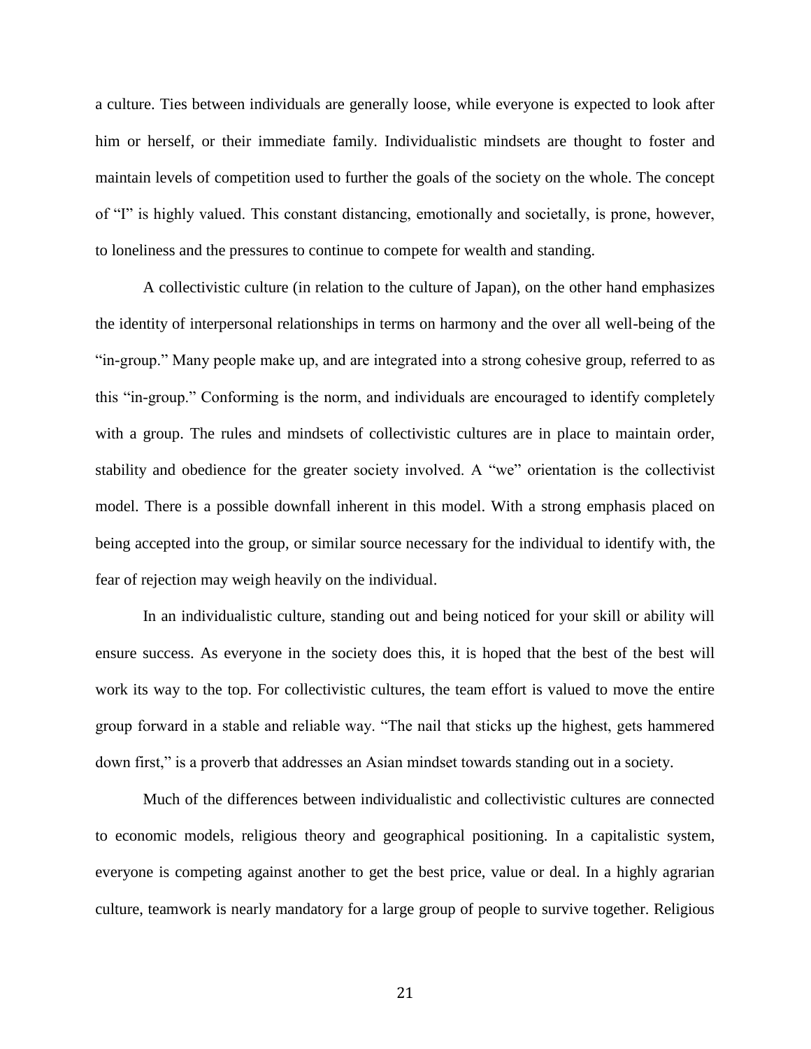a culture. Ties between individuals are generally loose, while everyone is expected to look after him or herself, or their immediate family. Individualistic mindsets are thought to foster and maintain levels of competition used to further the goals of the society on the whole. The concept of "I" is highly valued. This constant distancing, emotionally and societally, is prone, however, to loneliness and the pressures to continue to compete for wealth and standing.

A collectivistic culture (in relation to the culture of Japan), on the other hand emphasizes the identity of interpersonal relationships in terms on harmony and the over all well-being of the "in-group." Many people make up, and are integrated into a strong cohesive group, referred to as this "in-group." Conforming is the norm, and individuals are encouraged to identify completely with a group. The rules and mindsets of collectivistic cultures are in place to maintain order, stability and obedience for the greater society involved. A "we" orientation is the collectivist model. There is a possible downfall inherent in this model. With a strong emphasis placed on being accepted into the group, or similar source necessary for the individual to identify with, the fear of rejection may weigh heavily on the individual.

In an individualistic culture, standing out and being noticed for your skill or ability will ensure success. As everyone in the society does this, it is hoped that the best of the best will work its way to the top. For collectivistic cultures, the team effort is valued to move the entire group forward in a stable and reliable way. "The nail that sticks up the highest, gets hammered down first," is a proverb that addresses an Asian mindset towards standing out in a society.

Much of the differences between individualistic and collectivistic cultures are connected to economic models, religious theory and geographical positioning. In a capitalistic system, everyone is competing against another to get the best price, value or deal. In a highly agrarian culture, teamwork is nearly mandatory for a large group of people to survive together. Religious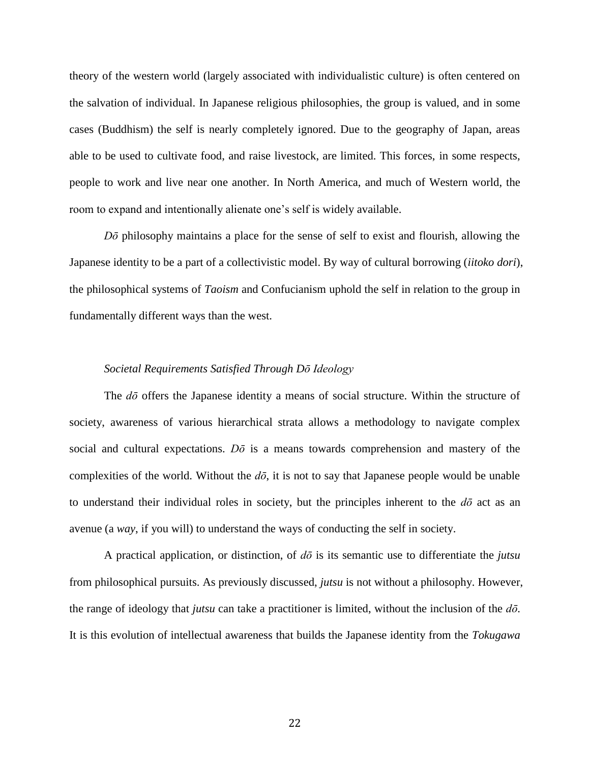theory of the western world (largely associated with individualistic culture) is often centered on the salvation of individual. In Japanese religious philosophies, the group is valued, and in some cases (Buddhism) the self is nearly completely ignored. Due to the geography of Japan, areas able to be used to cultivate food, and raise livestock, are limited. This forces, in some respects, people to work and live near one another. In North America, and much of Western world, the room to expand and intentionally alienate one's self is widely available.

*Dō* philosophy maintains a place for the sense of self to exist and flourish, allowing the Japanese identity to be a part of a collectivistic model. By way of cultural borrowing (*iitoko dori*), the philosophical systems of *Taoism* and Confucianism uphold the self in relation to the group in fundamentally different ways than the west.

### *Societal Requirements Satisfied Through Dō Ideology*

The *dō* offers the Japanese identity a means of social structure. Within the structure of society, awareness of various hierarchical strata allows a methodology to navigate complex social and cultural expectations. *Dō* is a means towards comprehension and mastery of the complexities of the world. Without the *dō*, it is not to say that Japanese people would be unable to understand their individual roles in society, but the principles inherent to the *dō* act as an avenue (a *way*, if you will) to understand the ways of conducting the self in society.

A practical application, or distinction, of *dō* is its semantic use to differentiate the *jutsu* from philosophical pursuits. As previously discussed, *jutsu* is not without a philosophy. However, the range of ideology that *jutsu* can take a practitioner is limited, without the inclusion of the *dō*. It is this evolution of intellectual awareness that builds the Japanese identity from the *Tokugawa*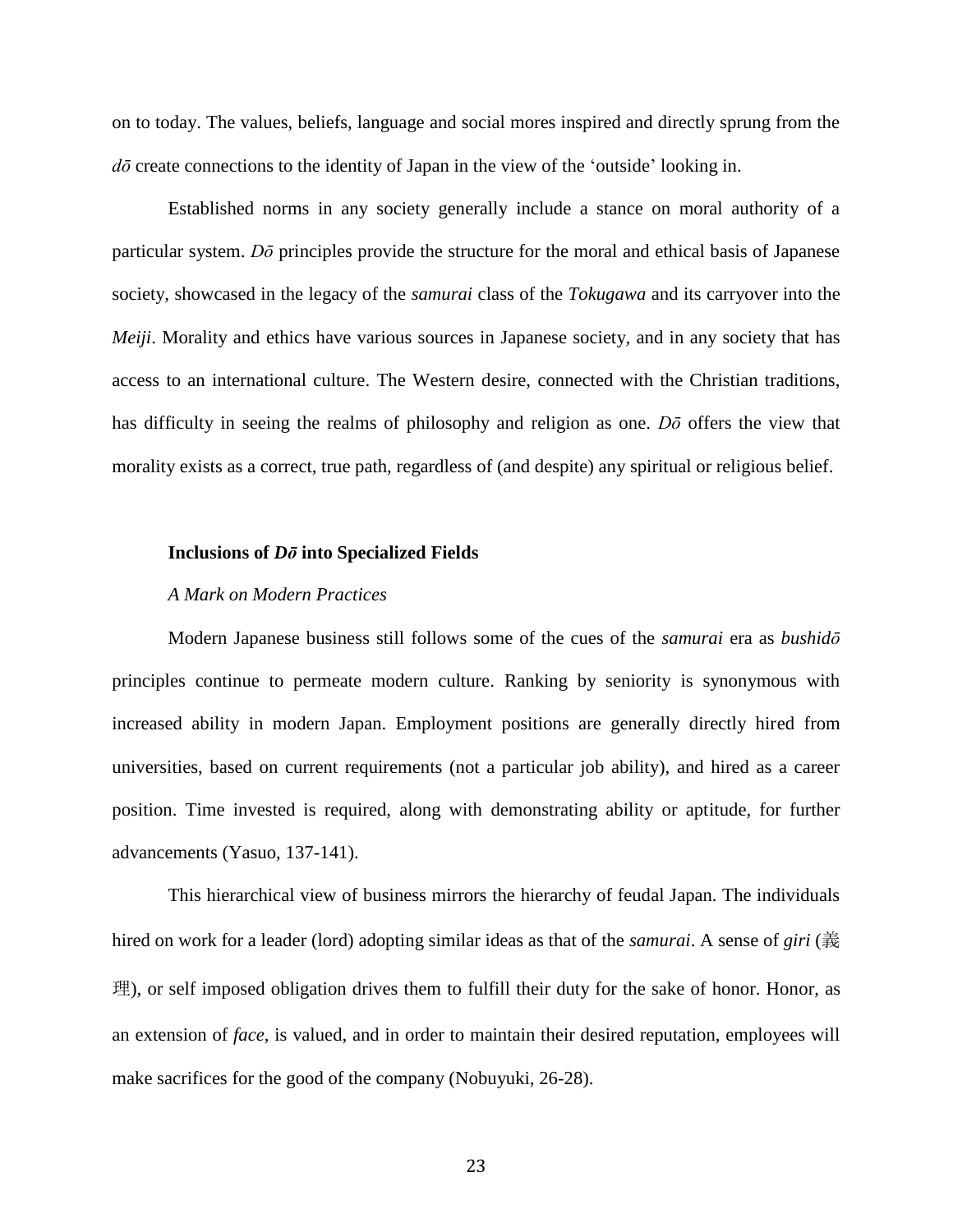on to today. The values, beliefs, language and social mores inspired and directly sprung from the *dō* create connections to the identity of Japan in the view of the 'outside' looking in.

Established norms in any society generally include a stance on moral authority of a particular system. *Dō* principles provide the structure for the moral and ethical basis of Japanese society, showcased in the legacy of the *samurai* class of the *Tokugawa* and its carryover into the *Meiji*. Morality and ethics have various sources in Japanese society, and in any society that has access to an international culture. The Western desire, connected with the Christian traditions, has difficulty in seeing the realms of philosophy and religion as one. *Dō* offers the view that morality exists as a correct, true path, regardless of (and despite) any spiritual or religious belief.

### Inclusions of *Dō* into Specialized Fields

#### *A Mark on Modern Practices*

Modern Japanese business still follows some of the cues of the *samurai* era as *bushidō* principles continue to permeate modern culture. Ranking by seniority is synonymous with increased ability in modern Japan. Employment positions are generally directly hired from universities, based on current requirements (not a particular job ability), and hired as a career position. Time invested is required, along with demonstrating ability or aptitude, for further advancements (Yasuo, 137-141).

This hierarchical view of business mirrors the hierarchy of feudal Japan. The individuals hired on work for a leader (lord) adopting similar ideas as that of the *samurai*. A sense of *giri* (義理), or self imposed obligation drives them to fulfill their duty for the sake of honor. Honor, as an extension of *face*, is valued, and in order to maintain their desired reputation, employees will make sacrifices for the good of the company (Nobuyuki, 26-28).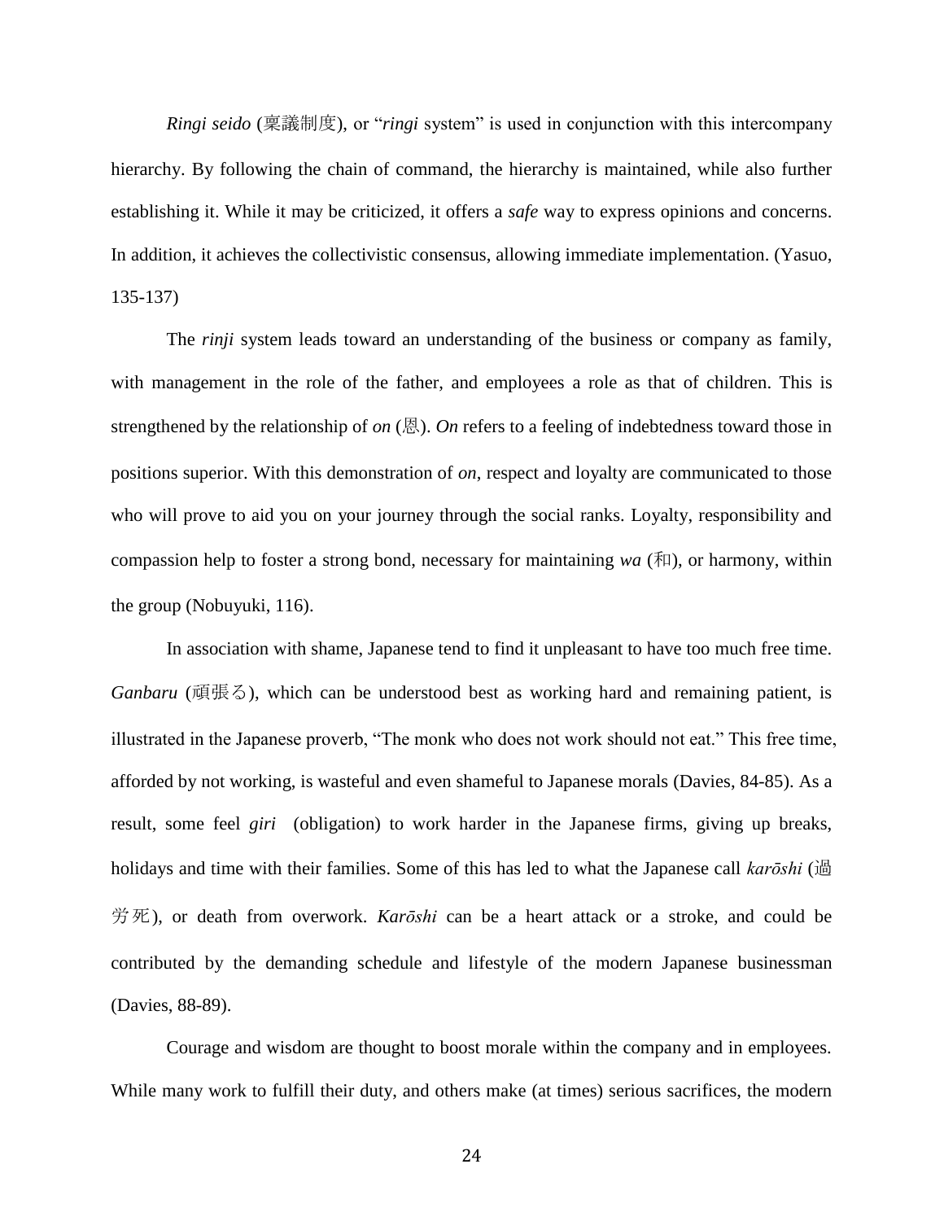*Ringi seido* (稟議制度), or "*ringi* system" is used in conjunction with this intercompany hierarchy. By following the chain of command, the hierarchy is maintained, while also further establishing it. While it may be criticized, it offers a *safe* way to express opinions and concerns. In addition, it achieves the collectivistic consensus, allowing immediate implementation. (Yasuo, 135-137)

The *rinji* system leads toward an understanding of the business or company as family, with management in the role of the father, and employees a role as that of children. This is strengthened by the relationship of *on* (恩). *On* refers to a feeling of indebtedness toward those in positions superior. With this demonstration of *on*, respect and loyalty are communicated to those who will prove to aid you on your journey through the social ranks. Loyalty, responsibility and compassion help to foster a strong bond, necessary for maintaining *wa* (和), or harmony, within the group (Nobuyuki, 116).

In association with shame, Japanese tend to find it unpleasant to have too much free time. *Ganbaru* (頑張る), which can be understood best as working hard and remaining patient, is illustrated in the Japanese proverb, "The monk who does not work should not eat." This free time, afforded by not working, is wasteful and even shameful to Japanese morals (Davies, 84-85). As a result, some feel *giri* (obligation) to work harder in the Japanese firms, giving up breaks, holidays and time with their families. Some of this has led to what the Japanese call *karōshi* (過労死), or death from overwork. *Karōshi* can be a heart attack or a stroke, and could be contributed by the demanding schedule and lifestyle of the modern Japanese businessman (Davies, 88-89).

Courage and wisdom are thought to boost morale within the company and in employees. While many work to fulfill their duty, and others make (at times) serious sacrifices, the modern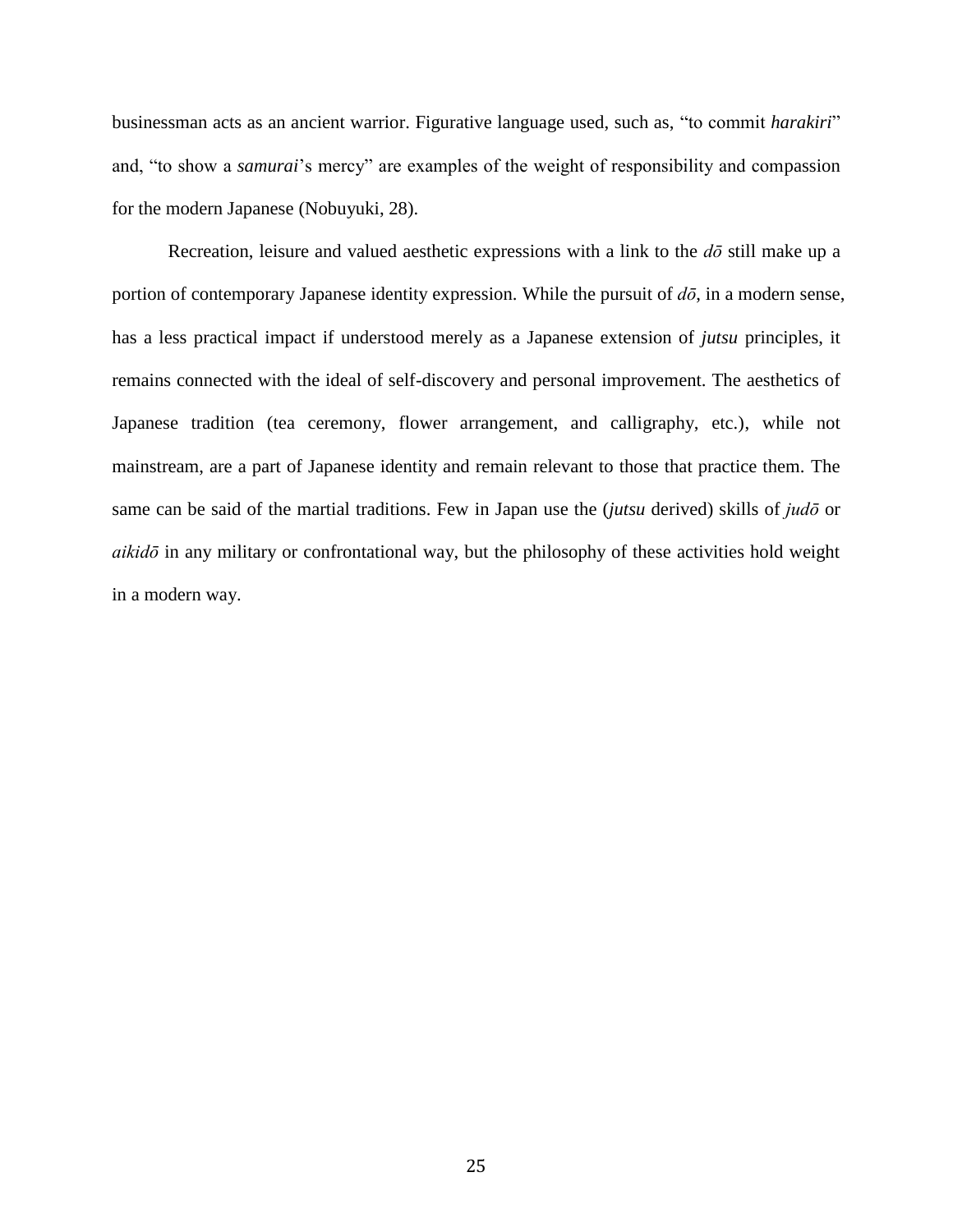businessman acts as an ancient warrior. Figurative language used, such as, "to commit *harakiri*" and, "to show a *samurai*'s mercy" are examples of the weight of responsibility and compassion for the modern Japanese (Nobuyuki, 28).

Recreation, leisure and valued aesthetic expressions with a link to the *dō* still make up a portion of contemporary Japanese identity expression. While the pursuit of *dō*, in a modern sense, has a less practical impact if understood merely as a Japanese extension of *jutsu* principles, it remains connected with the ideal of self-discovery and personal improvement. The aesthetics of Japanese tradition (tea ceremony, flower arrangement, and calligraphy, etc.), while not mainstream, are a part of Japanese identity and remain relevant to those that practice them. The same can be said of the martial traditions. Few in Japan use the (*jutsu* derived) skills of *judō* or *aikidō* in any military or confrontational way, but the philosophy of these activities hold weight in a modern way.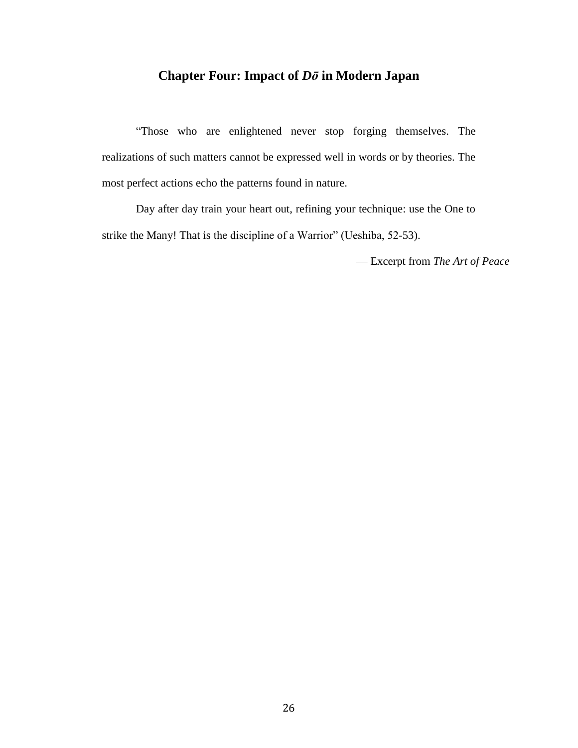## Chapter Four: Impact of *Dō* in Modern Japan

"Those who are enlightened never stop forging themselves. The realizations of such matters cannot be expressed well in words or by theories. The most perfect actions echo the patterns found in nature.

Day after day train your heart out, refining your technique: use the One to strike the Many! That is the discipline of a Warrior" (Ueshiba, 52-53).

— Excerpt from *The Art of Peace*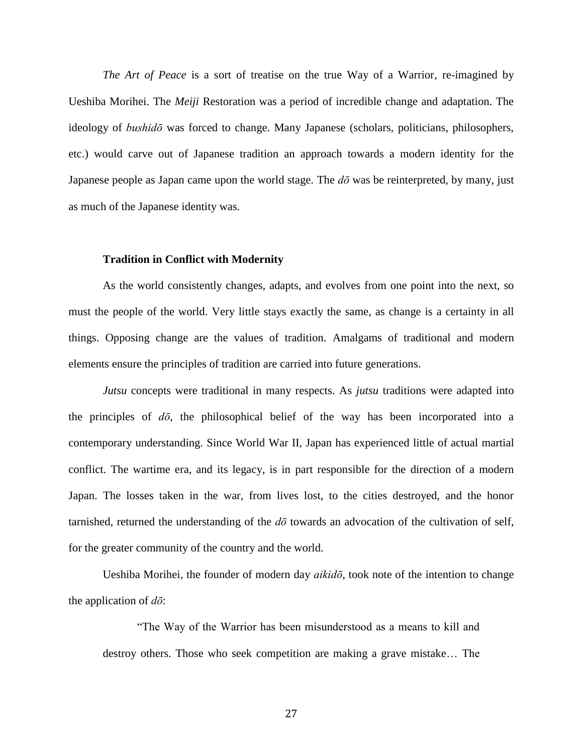*The Art of Peace* is a sort of treatise on the true Way of a Warrior, re-imagined by Ueshiba Morihei. The *Meiji* Restoration was a period of incredible change and adaptation. The ideology of *bushidō* was forced to change. Many Japanese (scholars, politicians, philosophers, etc.) would carve out of Japanese tradition an approach towards a modern identity for the Japanese people as Japan came upon the world stage. The *dō* was be reinterpreted, by many, just as much of the Japanese identity was.

**Tradition in Conflict with Modernity**

As the world consistently changes, adapts, and evolves from one point into the next, so must the people of the world. Very little stays exactly the same, as change is a certainty in all things. Opposing change are the values of tradition. Amalgams of traditional and modern elements ensure the principles of tradition are carried into future generations.

*Jutsu* concepts were traditional in many respects. As *jutsu* traditions were adapted into the principles of *dō*, the philosophical belief of the way has been incorporated into a contemporary understanding. Since World War II, Japan has experienced little of actual martial conflict. The wartime era, and its legacy, is in part responsible for the direction of a modern Japan. The losses taken in the war, from lives lost, to the cities destroyed, and the honor tarnished, returned the understanding of the *dō* towards an advocation of the cultivation of self, for the greater community of the country and the world.

Ueshiba Morihei, the founder of modern day *aikidō*, took note of the intention to change the application of *dō*:

> "The Way of the Warrior has been misunderstood as a means to kill and destroy others. Those who seek competition are making a grave mistake… The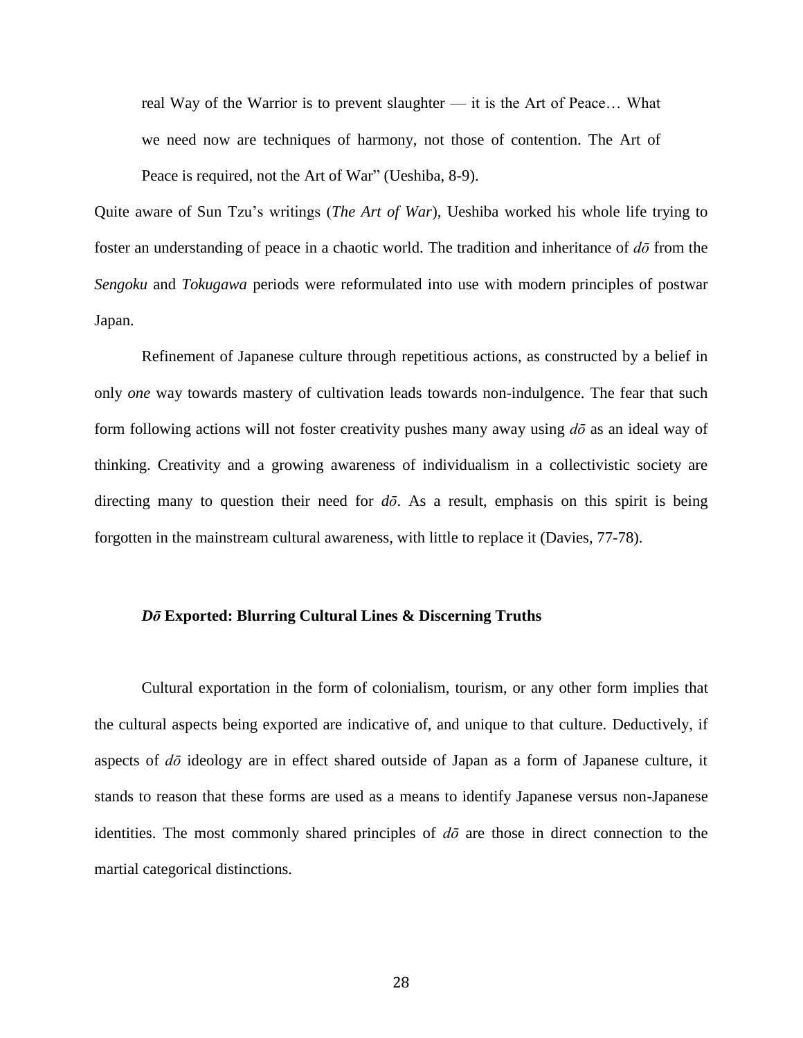> real Way of the Warrior is to prevent slaughter — it is the Art of Peace… What we need now are techniques of harmony, not those of contention. The Art of Peace is required, not the Art of War" (Ueshiba, 8-9).

Quite aware of Sun Tzu's writings (*The Art of War*), Ueshiba worked his whole life trying to foster an understanding of peace in a chaotic world. The tradition and inheritance of *dō* from the *Sengoku* and *Tokugawa* periods were reformulated into use with modern principles of postwar Japan.

Refinement of Japanese culture through repetitious actions, as constructed by a belief in only *one* way towards mastery of cultivation leads towards non-indulgence. The fear that such form following actions will not foster creativity pushes many away using *dō* as an ideal way of thinking. Creativity and a growing awareness of individualism in a collectivistic society are directing many to question their need for *dō*. As a result, emphasis on this spirit is being forgotten in the mainstream cultural awareness, with little to replace it (Davies, 77-78).

### ***Dō* Exported: Blurring Cultural Lines & Discerning Truths**

Cultural exportation in the form of colonialism, tourism, or any other form implies that the cultural aspects being exported are indicative of, and unique to that culture. Deductively, if aspects of *dō* ideology are in effect shared outside of Japan as a form of Japanese culture, it stands to reason that these forms are used as a means to identify Japanese versus non-Japanese identities. The most commonly shared principles of *dō* are those in direct connection to the martial categorical distinctions.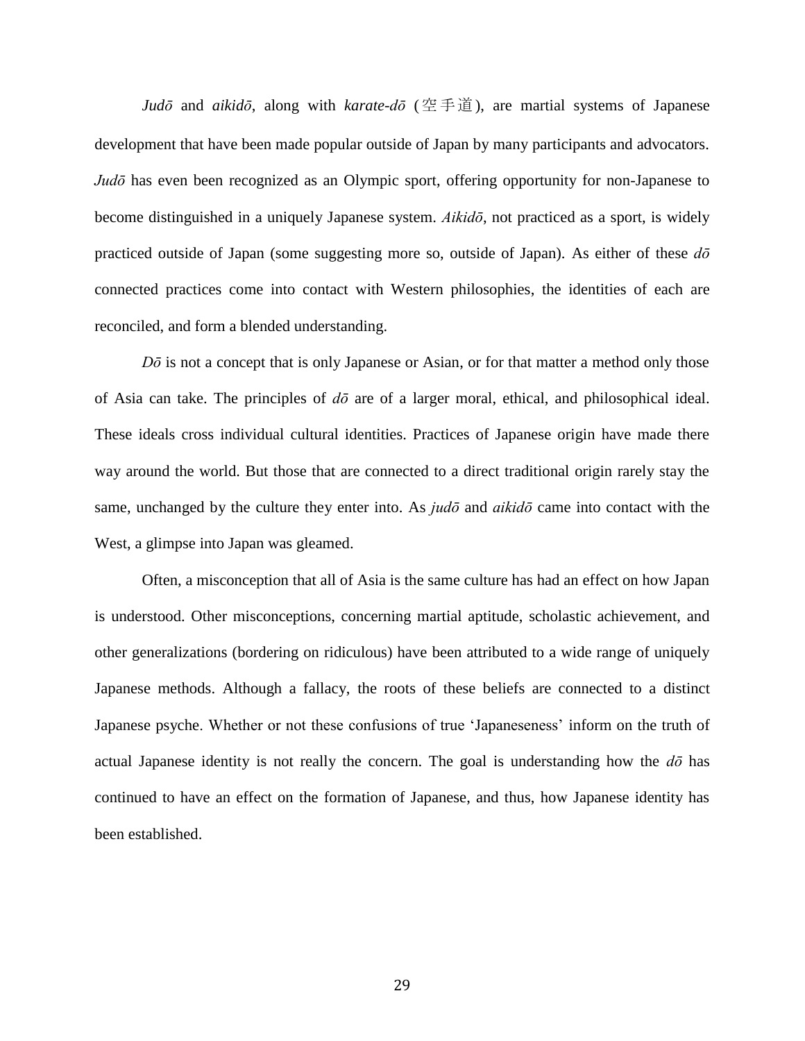*Judō* and *aikidō*, along with *karate-dō* (空手道), are martial systems of Japanese development that have been made popular outside of Japan by many participants and advocators. *Judō* has even been recognized as an Olympic sport, offering opportunity for non-Japanese to become distinguished in a uniquely Japanese system. *Aikidō*, not practiced as a sport, is widely practiced outside of Japan (some suggesting more so, outside of Japan). As either of these *dō* connected practices come into contact with Western philosophies, the identities of each are reconciled, and form a blended understanding.

*Dō* is not a concept that is only Japanese or Asian, or for that matter a method only those of Asia can take. The principles of *dō* are of a larger moral, ethical, and philosophical ideal. These ideals cross individual cultural identities. Practices of Japanese origin have made there way around the world. But those that are connected to a direct traditional origin rarely stay the same, unchanged by the culture they enter into. As *judō* and *aikidō* came into contact with the West, a glimpse into Japan was gleamed.

Often, a misconception that all of Asia is the same culture has had an effect on how Japan is understood. Other misconceptions, concerning martial aptitude, scholastic achievement, and other generalizations (bordering on ridiculous) have been attributed to a wide range of uniquely Japanese methods. Although a fallacy, the roots of these beliefs are connected to a distinct Japanese psyche. Whether or not these confusions of true 'Japaneseness' inform on the truth of actual Japanese identity is not really the concern. The goal is understanding how the *dō* has continued to have an effect on the formation of Japanese, and thus, how Japanese identity has been established.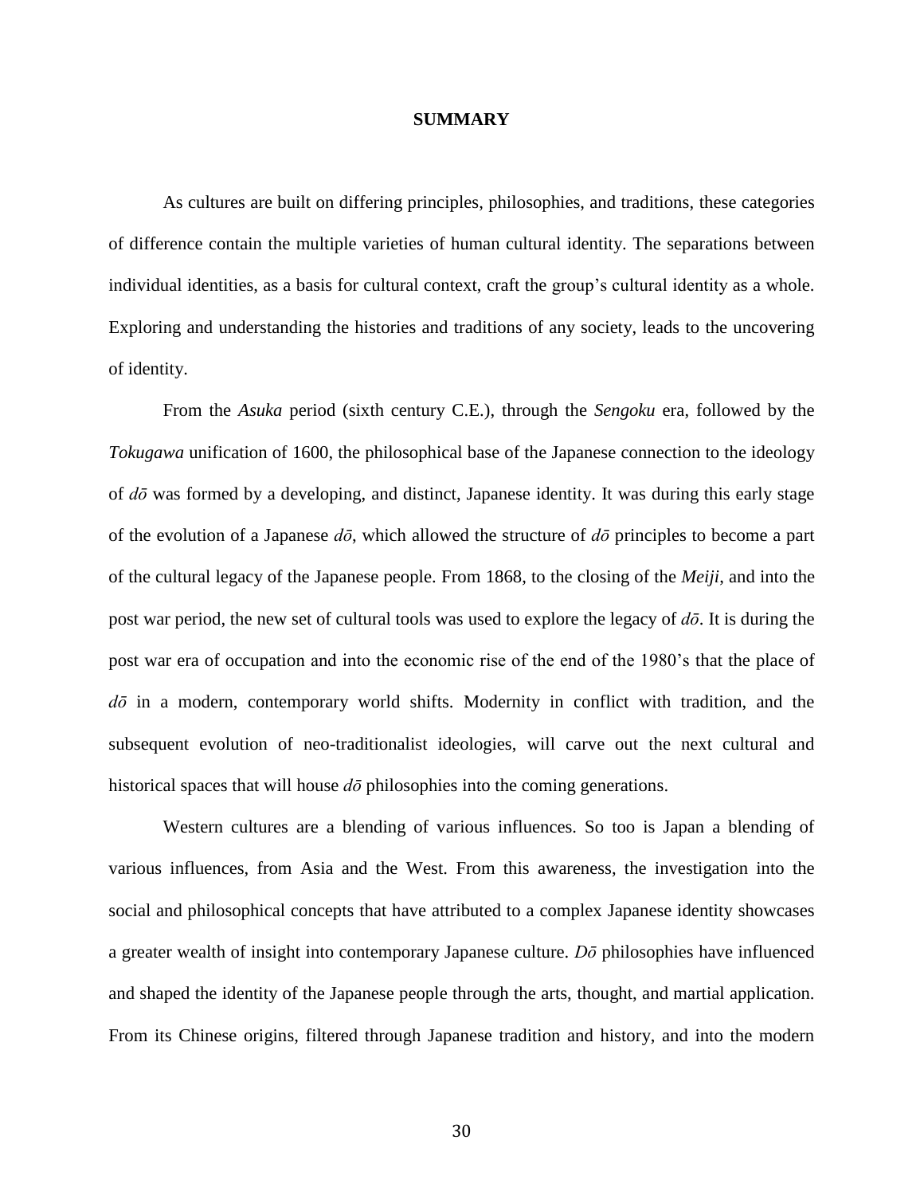## SUMMARY

As cultures are built on differing principles, philosophies, and traditions, these categories of difference contain the multiple varieties of human cultural identity. The separations between individual identities, as a basis for cultural context, craft the group's cultural identity as a whole. Exploring and understanding the histories and traditions of any society, leads to the uncovering of identity.

From the *Asuka* period (sixth century C.E.), through the *Sengoku* era, followed by the *Tokugawa* unification of 1600, the philosophical base of the Japanese connection to the ideology of *dō* was formed by a developing, and distinct, Japanese identity. It was during this early stage of the evolution of a Japanese *dō*, which allowed the structure of *dō* principles to become a part of the cultural legacy of the Japanese people. From 1868, to the closing of the *Meiji*, and into the post war period, the new set of cultural tools was used to explore the legacy of *dō*. It is during the post war era of occupation and into the economic rise of the end of the 1980's that the place of *dō* in a modern, contemporary world shifts. Modernity in conflict with tradition, and the subsequent evolution of neo-traditionalist ideologies, will carve out the next cultural and historical spaces that will house *dō* philosophies into the coming generations.

Western cultures are a blending of various influences. So too is Japan a blending of various influences, from Asia and the West. From this awareness, the investigation into the social and philosophical concepts that have attributed to a complex Japanese identity showcases a greater wealth of insight into contemporary Japanese culture. *Dō* philosophies have influenced and shaped the identity of the Japanese people through the arts, thought, and martial application. From its Chinese origins, filtered through Japanese tradition and history, and into the modern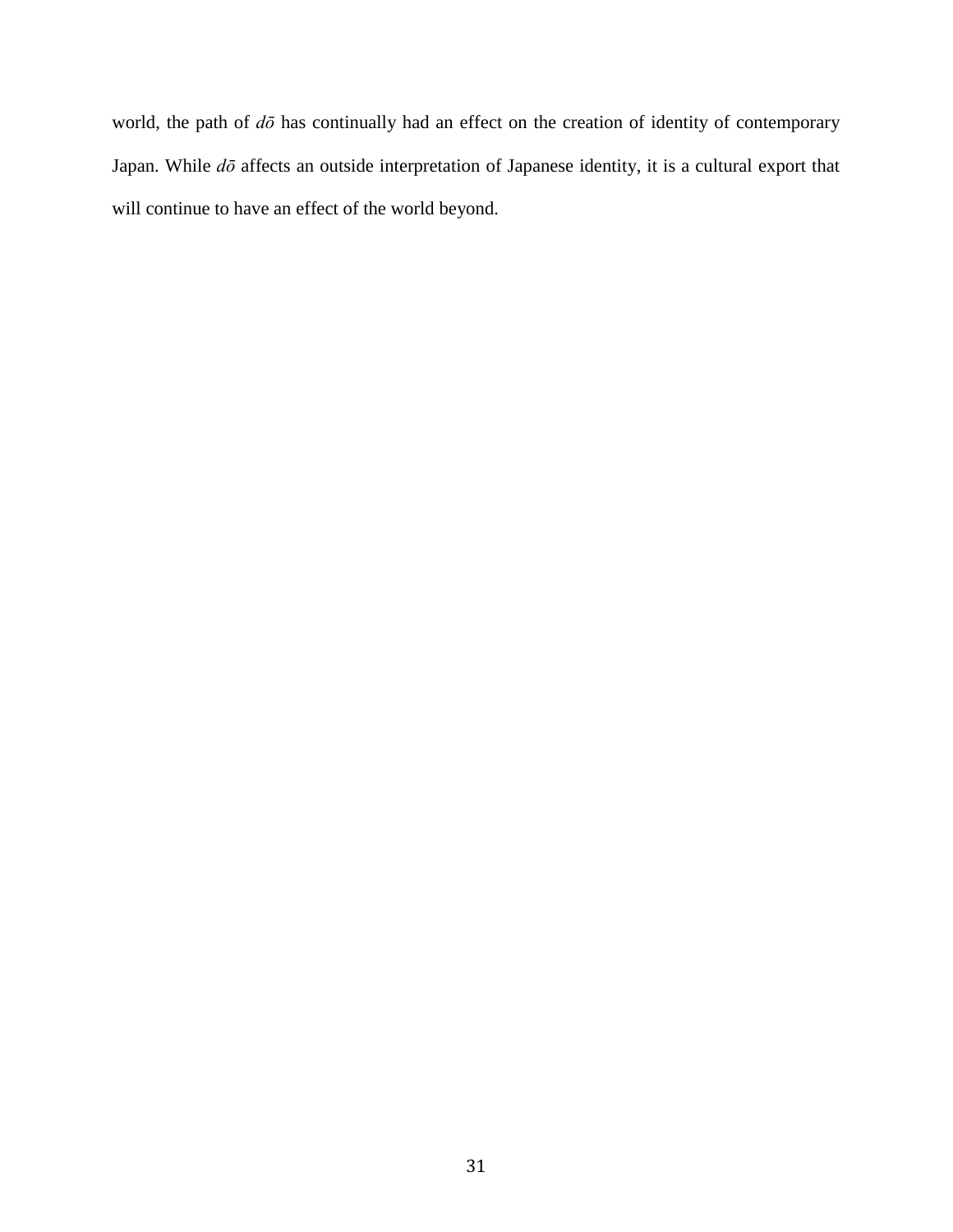world, the path of *dō* has continually had an effect on the creation of identity of contemporary Japan. While *dō* affects an outside interpretation of Japanese identity, it is a cultural export that will continue to have an effect of the world beyond.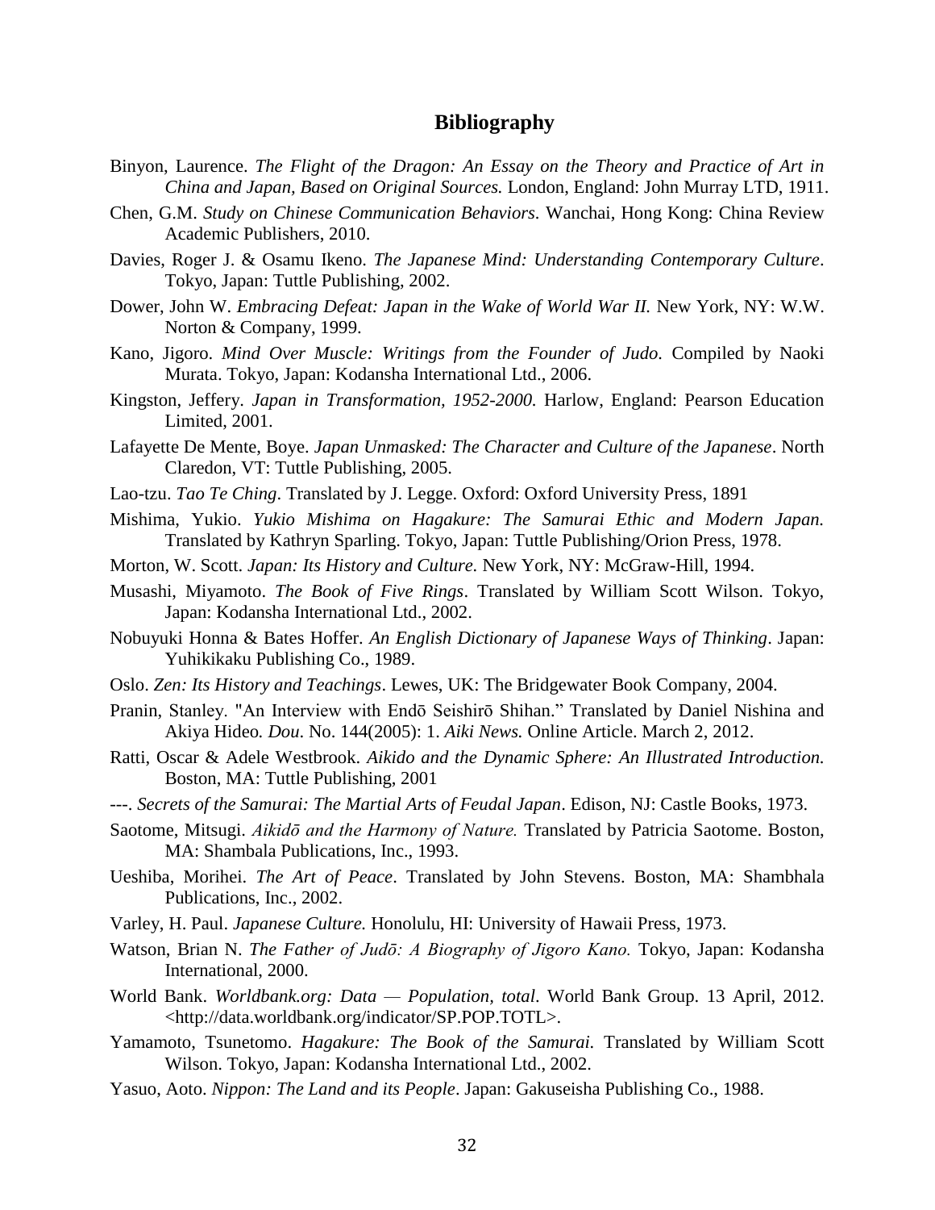## Bibliography

Binyon, Laurence. *The Flight of the Dragon: An Essay on the Theory and Practice of Art in China and Japan, Based on Original Sources.* London, England: John Murray LTD, 1911.

Chen, G.M. *Study on Chinese Communication Behaviors*. Wanchai, Hong Kong: China Review Academic Publishers, 2010.

Davies, Roger J. & Osamu Ikeno. *The Japanese Mind: Understanding Contemporary Culture*. Tokyo, Japan: Tuttle Publishing, 2002.

Dower, John W. *Embracing Defeat: Japan in the Wake of World War II.* New York, NY: W.W. Norton & Company, 1999.

Kano, Jigoro. *Mind Over Muscle: Writings from the Founder of Judo.* Compiled by Naoki Murata. Tokyo, Japan: Kodansha International Ltd., 2006.

Kingston, Jeffery. *Japan in Transformation, 1952-2000.* Harlow, England: Pearson Education Limited, 2001.

Lafayette De Mente, Boye. *Japan Unmasked: The Character and Culture of the Japanese*. North Claredon, VT: Tuttle Publishing, 2005.

Lao-tzu. *Tao Te Ching*. Translated by J. Legge. Oxford: Oxford University Press, 1891

Mishima, Yukio. *Yukio Mishima on Hagakure: The Samurai Ethic and Modern Japan.* Translated by Kathryn Sparling. Tokyo, Japan: Tuttle Publishing/Orion Press, 1978.

Morton, W. Scott. *Japan: Its History and Culture.* New York, NY: McGraw-Hill, 1994.

Musashi, Miyamoto. *The Book of Five Rings*. Translated by William Scott Wilson. Tokyo, Japan: Kodansha International Ltd., 2002.

Nobuyuki Honna & Bates Hoffer. *An English Dictionary of Japanese Ways of Thinking*. Japan: Yuhikikaku Publishing Co., 1989.

Oslo. *Zen: Its History and Teachings*. Lewes, UK: The Bridgewater Book Company, 2004.

Pranin, Stanley. "An Interview with Endō Seishirō Shihan." Translated by Daniel Nishina and Akiya Hideo*. Dou*. No. 144(2005): 1. *Aiki News.* Online Article. March 2, 2012.

Ratti, Oscar & Adele Westbrook. *Aikido and the Dynamic Sphere: An Illustrated Introduction.* Boston, MA: Tuttle Publishing, 2001

---. *Secrets of the Samurai: The Martial Arts of Feudal Japan*. Edison, NJ: Castle Books, 1973.

Saotome, Mitsugi. *Aikidō and the Harmony of Nature.* Translated by Patricia Saotome. Boston, MA: Shambala Publications, Inc., 1993.

Ueshiba, Morihei. *The Art of Peace*. Translated by John Stevens. Boston, MA: Shambhala Publications, Inc., 2002.

Varley, H. Paul. *Japanese Culture.* Honolulu, HI: University of Hawaii Press, 1973.

Watson, Brian N. *The Father of Judō: A Biography of Jigoro Kano.* Tokyo, Japan: Kodansha International, 2000.

World Bank. *Worldbank.org: Data — Population, total*. World Bank Group. 13 April, 2012. <http://data.worldbank.org/indicator/SP.POP.TOTL>.

Yamamoto, Tsunetomo. *Hagakure: The Book of the Samurai.* Translated by William Scott Wilson. Tokyo, Japan: Kodansha International Ltd., 2002.

Yasuo, Aoto. *Nippon: The Land and its People*. Japan: Gakuseisha Publishing Co., 1988.